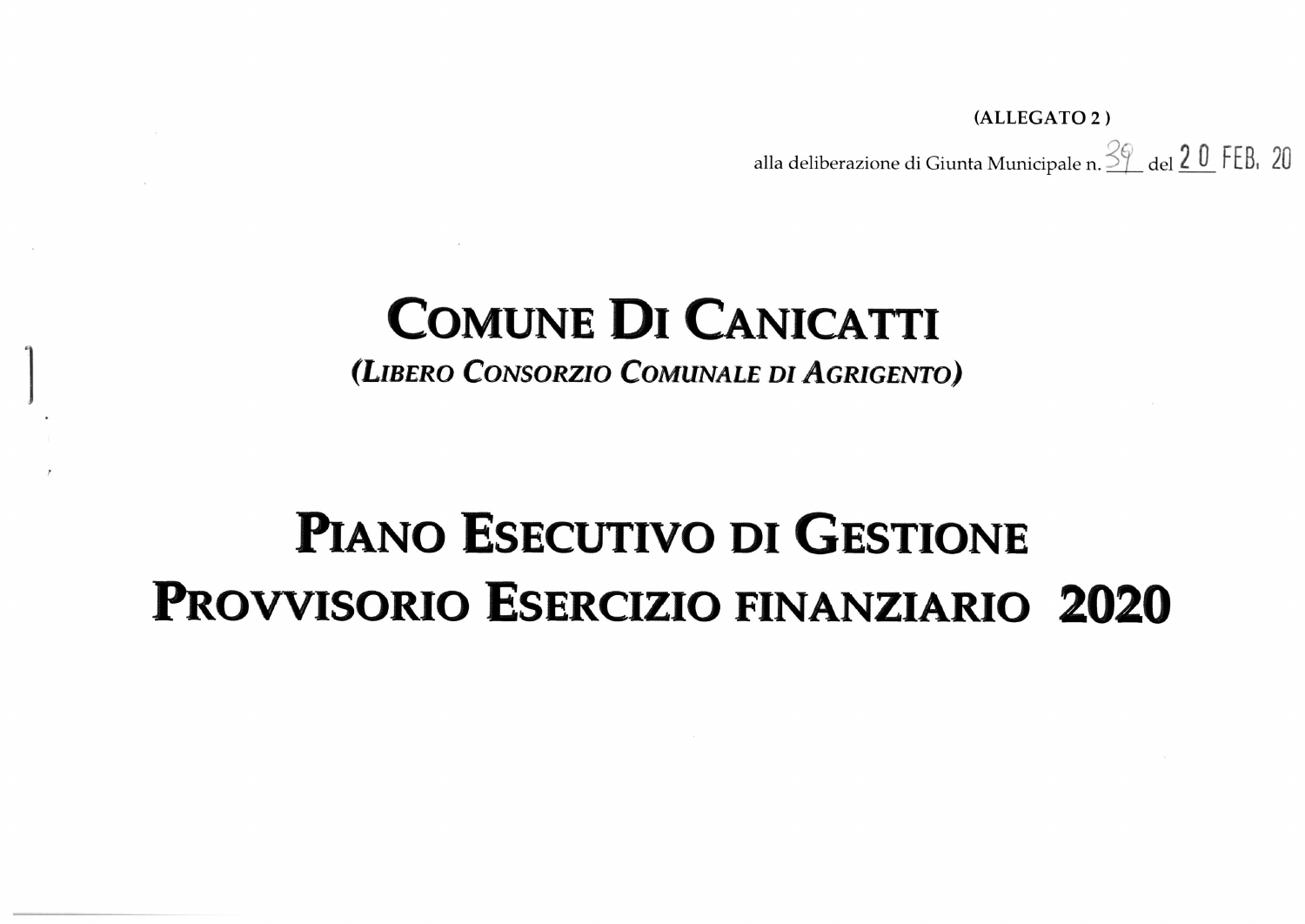**(ALLEGATO 2 )**

alla deliberazione di Giunta Municipale n. 39 del 20 FEB. 20

# COMUNE DI CANICATTI

***(LIBERO CONSORZIO COMUNALE DI AGRIGENTO)***

# PIANO ESECUTIVO DI GESTIONE PROVVISORIO ESERCIZIO FINANZIARIO 2020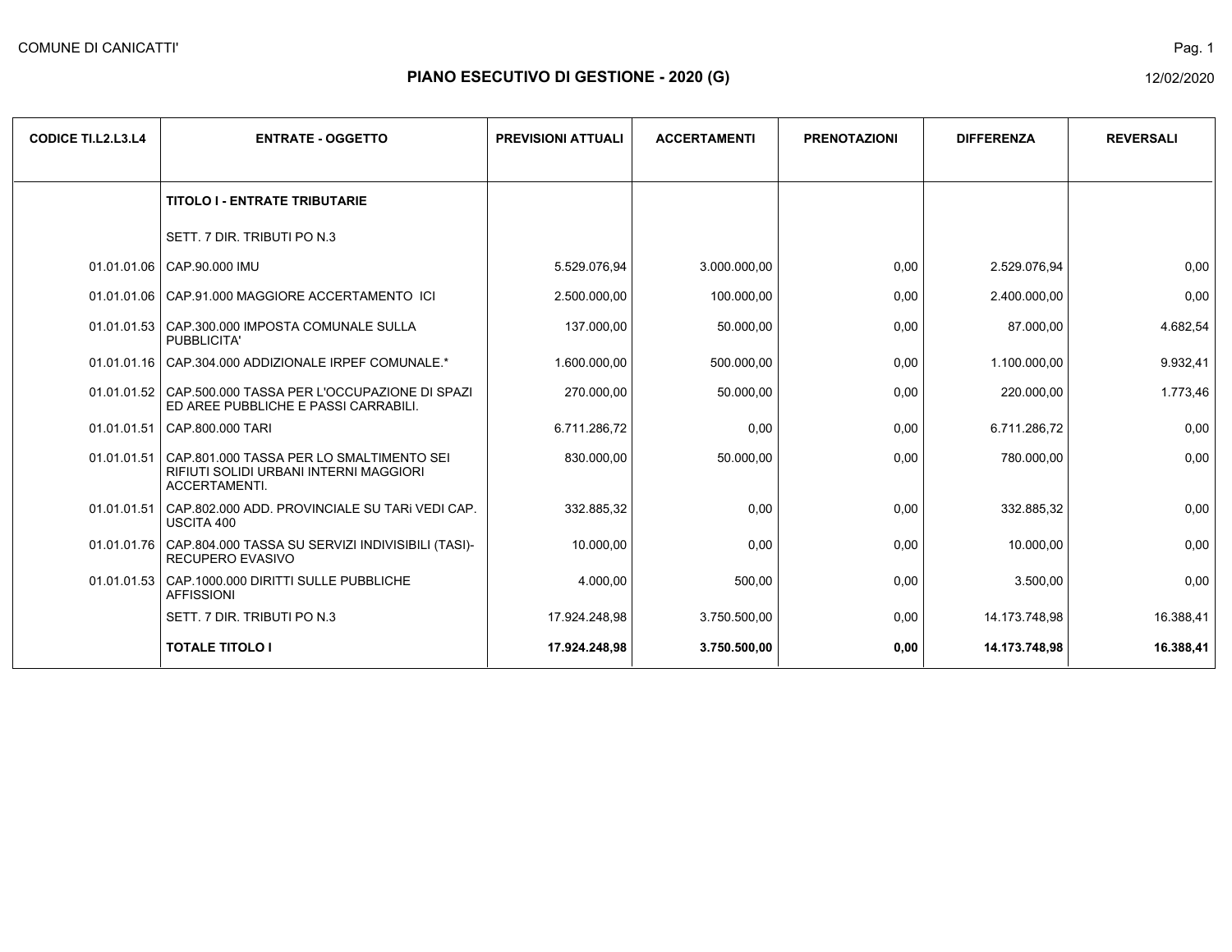COMUNE DI CANICATTI'

# PIANO ESECUTIVO DI GESTIONE - 2020 (G)

12/02/2020

| CODICE TI.L2.L3.L4 | ENTRATE - OGGETTO | PREVISIONI ATTUALI | ACCERTAMENTI | PRENOTAZIONI | DIFFERENZA | REVERSALI |
|---|---|---|---|---|---|---|
| | **TITOLO I - ENTRATE TRIBUTARIE** | | | | | |
| | SETT. 7 DIR. TRIBUTI PO N.3 | | | | | |
| 01.01.01.06 | CAP.90.000 IMU | 5.529.076,94 | 3.000.000,00 | 0,00 | 2.529.076,94 | 0,00 |
| 01.01.01.06 | CAP.91.000 MAGGIORE ACCERTAMENTO ICI | 2.500.000,00 | 100.000,00 | 0,00 | 2.400.000,00 | 0,00 |
| 01.01.01.53 | CAP.300.000 IMPOSTA COMUNALE SULLA PUBBLICITA' | 137.000,00 | 50.000,00 | 0,00 | 87.000,00 | 4.682,54 |
| 01.01.01.16 | CAP.304.000 ADDIZIONALE IRPEF COMUNALE.* | 1.600.000,00 | 500.000,00 | 0,00 | 1.100.000,00 | 9.932,41 |
| 01.01.01.52 | CAP.500.000 TASSA PER L'OCCUPAZIONE DI SPAZI ED AREE PUBBLICHE E PASSI CARRABILI. | 270.000,00 | 50.000,00 | 0,00 | 220.000,00 | 1.773,46 |
| 01.01.01.51 | CAP.800.000 TARI | 6.711.286,72 | 0,00 | 0,00 | 6.711.286,72 | 0,00 |
| 01.01.01.51 | CAP.801.000 TASSA PER LO SMALTIMENTO SEI RIFIUTI SOLIDI URBANI INTERNI MAGGIORI ACCERTAMENTI. | 830.000,00 | 50.000,00 | 0,00 | 780.000,00 | 0,00 |
| 01.01.01.51 | CAP.802.000 ADD. PROVINCIALE SU TARi VEDI CAP. USCITA 400 | 332.885,32 | 0,00 | 0,00 | 332.885,32 | 0,00 |
| 01.01.01.76 | CAP.804.000 TASSA SU SERVIZI INDIVISIBILI (TASI)-RECUPERO EVASIVO | 10.000,00 | 0,00 | 0,00 | 10.000,00 | 0,00 |
| 01.01.01.53 | CAP.1000.000 DIRITTI SULLE PUBBLICHE AFFISSIONI | 4.000,00 | 500,00 | 0,00 | 3.500,00 | 0,00 |
| | SETT. 7 DIR. TRIBUTI PO N.3 | 17.924.248,98 | 3.750.500,00 | 0,00 | 14.173.748,98 | 16.388,41 |
| | **TOTALE TITOLO I** | **17.924.248,98** | **3.750.500,00** | **0,00** | **14.173.748,98** | **16.388,41** |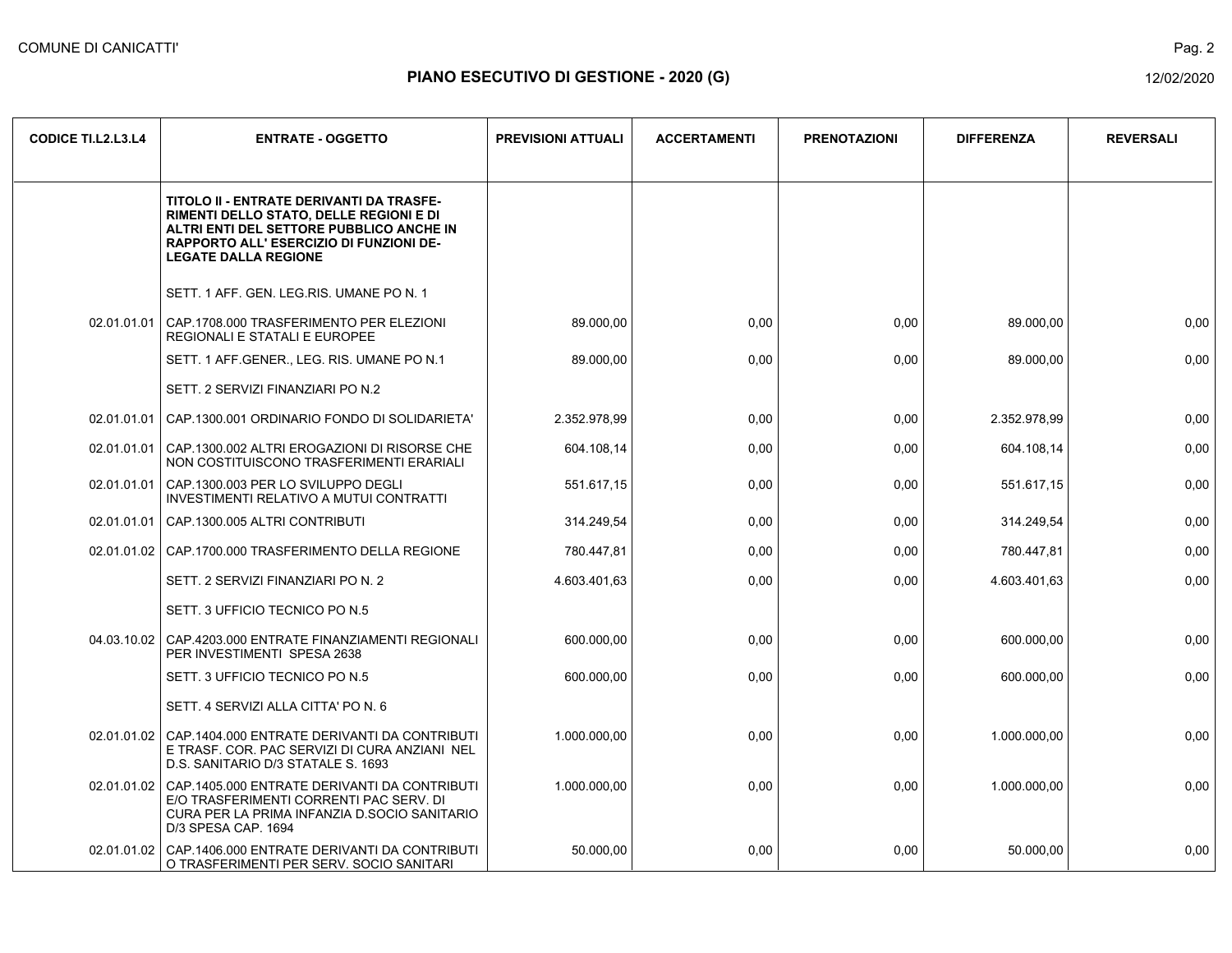COMUNE DI CANICATTI'

# PIANO ESECUTIVO DI GESTIONE - 2020 (G)

12/02/2020

| CODICE TI.L2.L3.L4 | ENTRATE - OGGETTO | PREVISIONI ATTUALI | ACCERTAMENTI | PRENOTAZIONI | DIFFERENZA | REVERSALI |
|---|---|---|---|---|---|---|
| | **TITOLO II - ENTRATE DERIVANTI DA TRASFE-RIMENTI DELLO STATO, DELLE REGIONI E DI ALTRI ENTI DEL SETTORE PUBBLICO ANCHE IN RAPPORTO ALL' ESERCIZIO DI FUNZIONI DE-LEGATE DALLA REGIONE** | | | | | |
| | SETT. 1 AFF. GEN. LEG.RIS. UMANE PO N. 1 | | | | | |
| 02.01.01.01 | CAP.1708.000 TRASFERIMENTO PER ELEZIONI REGIONALI E STATALI E EUROPEE | 89.000,00 | 0,00 | 0,00 | 89.000,00 | 0,00 |
| | SETT. 1 AFF.GENER., LEG. RIS. UMANE PO N.1 | 89.000,00 | 0,00 | 0,00 | 89.000,00 | 0,00 |
| | SETT. 2 SERVIZI FINANZIARI PO N.2 | | | | | |
| 02.01.01.01 | CAP.1300.001 ORDINARIO FONDO DI SOLIDARIETA' | 2.352.978,99 | 0,00 | 0,00 | 2.352.978,99 | 0,00 |
| 02.01.01.01 | CAP.1300.002 ALTRI EROGAZIONI DI RISORSE CHE NON COSTITUISCONO TRASFERIMENTI ERARIALI | 604.108,14 | 0,00 | 0,00 | 604.108,14 | 0,00 |
| 02.01.01.01 | CAP.1300.003 PER LO SVILUPPO DEGLI INVESTIMENTI RELATIVO A MUTUI CONTRATTI | 551.617,15 | 0,00 | 0,00 | 551.617,15 | 0,00 |
| 02.01.01.01 | CAP.1300.005 ALTRI CONTRIBUTI | 314.249,54 | 0,00 | 0,00 | 314.249,54 | 0,00 |
| 02.01.01.02 | CAP.1700.000 TRASFERIMENTO DELLA REGIONE | 780.447,81 | 0,00 | 0,00 | 780.447,81 | 0,00 |
| | SETT. 2 SERVIZI FINANZIARI PO N. 2 | 4.603.401,63 | 0,00 | 0,00 | 4.603.401,63 | 0,00 |
| | SETT. 3 UFFICIO TECNICO PO N.5 | | | | | |
| 04.03.10.02 | CAP.4203.000 ENTRATE FINANZIAMENTI REGIONALI PER INVESTIMENTI SPESA 2638 | 600.000,00 | 0,00 | 0,00 | 600.000,00 | 0,00 |
| | SETT. 3 UFFICIO TECNICO PO N.5 | 600.000,00 | 0,00 | 0,00 | 600.000,00 | 0,00 |
| | SETT. 4 SERVIZI ALLA CITTA' PO N. 6 | | | | | |
| 02.01.01.02 | CAP.1404.000 ENTRATE DERIVANTI DA CONTRIBUTI E TRASF. COR. PAC SERVIZI DI CURA ANZIANI NEL D.S. SANITARIO D/3 STATALE S. 1693 | 1.000.000,00 | 0,00 | 0,00 | 1.000.000,00 | 0,00 |
| 02.01.01.02 | CAP.1405.000 ENTRATE DERIVANTI DA CONTRIBUTI E/O TRASFERIMENTI CORRENTI PAC SERV. DI CURA PER LA PRIMA INFANZIA D.SOCIO SANITARIO D/3 SPESA CAP. 1694 | 1.000.000,00 | 0,00 | 0,00 | 1.000.000,00 | 0,00 |
| 02.01.01.02 | CAP.1406.000 ENTRATE DERIVANTI DA CONTRIBUTI O TRASFERIMENTI PER SERV. SOCIO SANITARI | 50.000,00 | 0,00 | 0,00 | 50.000,00 | 0,00 |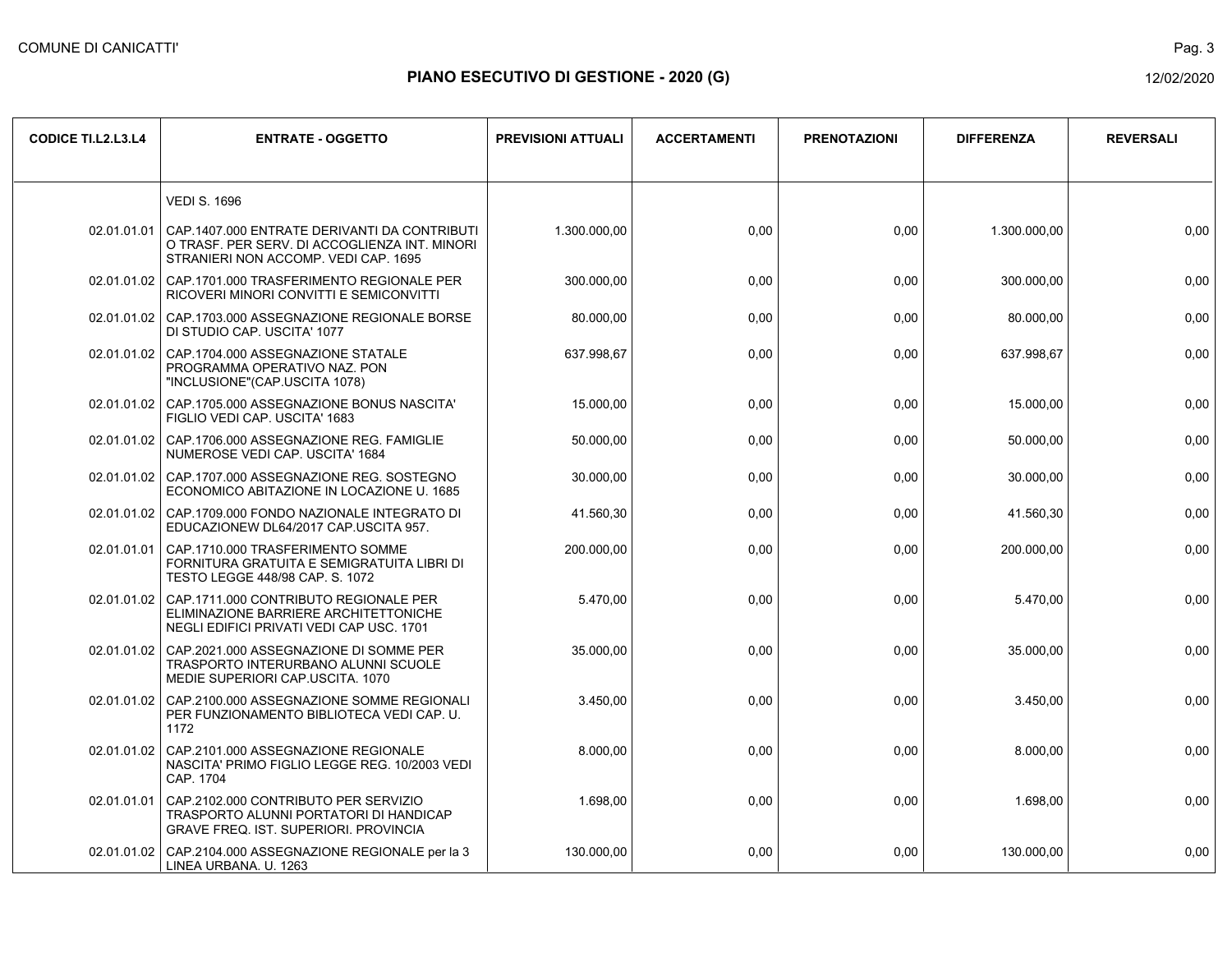## PIANO ESECUTIVO DI GESTIONE - 2020 (G)

| CODICE TI.L2.L3.L4 | ENTRATE - OGGETTO | PREVISIONI ATTUALI | ACCERTAMENTI | PRENOTAZIONI | DIFFERENZA | REVERSALI |
|---|---|---|---|---|---|---|
| | VEDI S. 1696 | | | | | |
| 02.01.01.01 | CAP.1407.000 ENTRATE DERIVANTI DA CONTRIBUTI O TRASF. PER SERV. DI ACCOGLIENZA INT. MINORI STRANIERI NON ACCOMP. VEDI CAP. 1695 | 1.300.000,00 | 0,00 | 0,00 | 1.300.000,00 | 0,00 |
| 02.01.01.02 | CAP.1701.000 TRASFERIMENTO REGIONALE PER RICOVERI MINORI CONVITTI E SEMICONVITTI | 300.000,00 | 0,00 | 0,00 | 300.000,00 | 0,00 |
| 02.01.01.02 | CAP.1703.000 ASSEGNAZIONE REGIONALE BORSE DI STUDIO CAP. USCITA' 1077 | 80.000,00 | 0,00 | 0,00 | 80.000,00 | 0,00 |
| 02.01.01.02 | CAP.1704.000 ASSEGNAZIONE STATALE PROGRAMMA OPERATIVO NAZ. PON "INCLUSIONE"(CAP.USCITA 1078) | 637.998,67 | 0,00 | 0,00 | 637.998,67 | 0,00 |
| 02.01.01.02 | CAP.1705.000 ASSEGNAZIONE BONUS NASCITA' FIGLIO VEDI CAP. USCITA' 1683 | 15.000,00 | 0,00 | 0,00 | 15.000,00 | 0,00 |
| 02.01.01.02 | CAP.1706.000 ASSEGNAZIONE REG. FAMIGLIE NUMEROSE VEDI CAP. USCITA' 1684 | 50.000,00 | 0,00 | 0,00 | 50.000,00 | 0,00 |
| 02.01.01.02 | CAP.1707.000 ASSEGNAZIONE REG. SOSTEGNO ECONOMICO ABITAZIONE IN LOCAZIONE U. 1685 | 30.000,00 | 0,00 | 0,00 | 30.000,00 | 0,00 |
| 02.01.01.02 | CAP.1709.000 FONDO NAZIONALE INTEGRATO DI EDUCAZIONEW DL64/2017 CAP.USCITA 957. | 41.560,30 | 0,00 | 0,00 | 41.560,30 | 0,00 |
| 02.01.01.01 | CAP.1710.000 TRASFERIMENTO SOMME FORNITURA GRATUITA E SEMIGRATUITA LIBRI DI TESTO LEGGE 448/98 CAP. S. 1072 | 200.000,00 | 0,00 | 0,00 | 200.000,00 | 0,00 |
| 02.01.01.02 | CAP.1711.000 CONTRIBUTO REGIONALE PER ELIMINAZIONE BARRIERE ARCHITETTONICHE NEGLI EDIFICI PRIVATI VEDI CAP USC. 1701 | 5.470,00 | 0,00 | 0,00 | 5.470,00 | 0,00 |
| 02.01.01.02 | CAP.2021.000 ASSEGNAZIONE DI SOMME PER TRASPORTO INTERURBANO ALUNNI SCUOLE MEDIE SUPERIORI CAP.USCITA. 1070 | 35.000,00 | 0,00 | 0,00 | 35.000,00 | 0,00 |
| 02.01.01.02 | CAP.2100.000 ASSEGNAZIONE SOMME REGIONALI PER FUNZIONAMENTO BIBLIOTECA VEDI CAP. U. 1172 | 3.450,00 | 0,00 | 0,00 | 3.450,00 | 0,00 |
| 02.01.01.02 | CAP.2101.000 ASSEGNAZIONE REGIONALE NASCITA' PRIMO FIGLIO LEGGE REG. 10/2003 VEDI CAP. 1704 | 8.000,00 | 0,00 | 0,00 | 8.000,00 | 0,00 |
| 02.01.01.01 | CAP.2102.000 CONTRIBUTO PER SERVIZIO TRASPORTO ALUNNI PORTATORI DI HANDICAP GRAVE FREQ. IST. SUPERIORI. PROVINCIA | 1.698,00 | 0,00 | 0,00 | 1.698,00 | 0,00 |
| 02.01.01.02 | CAP.2104.000 ASSEGNAZIONE REGIONALE per la 3 LINEA URBANA. U. 1263 | 130.000,00 | 0,00 | 0,00 | 130.000,00 | 0,00 |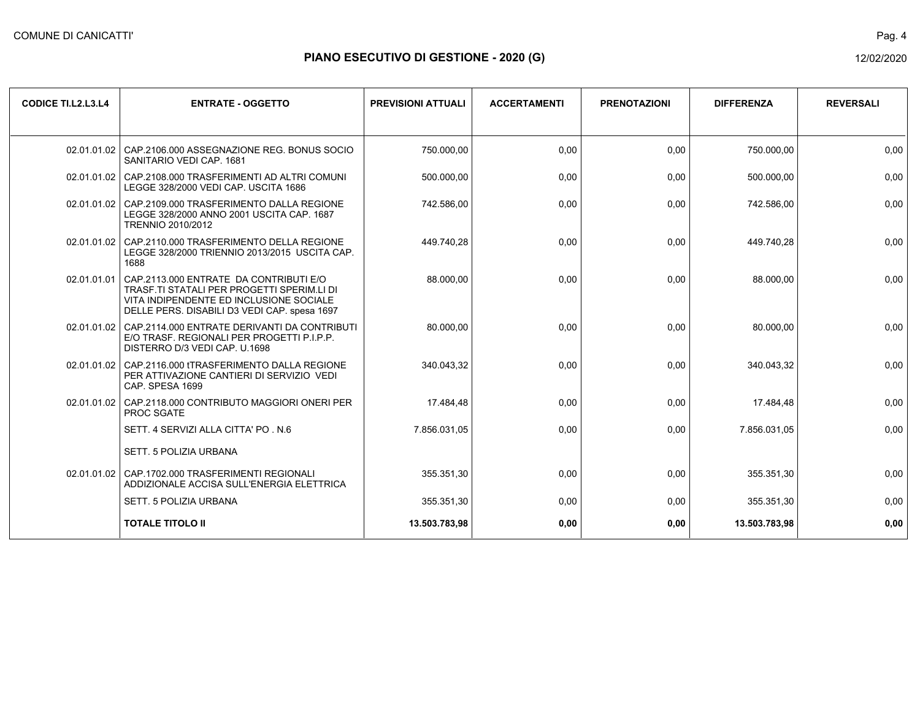## PIANO ESECUTIVO DI GESTIONE - 2020 (G)

| CODICE TI.L2.L3.L4 | ENTRATE - OGGETTO | PREVISIONI ATTUALI | ACCERTAMENTI | PRENOTAZIONI | DIFFERENZA | REVERSALI |
|---|---|---|---|---|---|---|
| 02.01.01.02 | CAP.2106.000 ASSEGNAZIONE REG. BONUS SOCIO SANITARIO VEDI CAP. 1681 | 750.000,00 | 0,00 | 0,00 | 750.000,00 | 0,00 |
| 02.01.01.02 | CAP.2108.000 TRASFERIMENTI AD ALTRI COMUNI LEGGE 328/2000 VEDI CAP. USCITA 1686 | 500.000,00 | 0,00 | 0,00 | 500.000,00 | 0,00 |
| 02.01.01.02 | CAP.2109.000 TRASFERIMENTO DALLA REGIONE LEGGE 328/2000 ANNO 2001 USCITA CAP. 1687 TRENNIO 2010/2012 | 742.586,00 | 0,00 | 0,00 | 742.586,00 | 0,00 |
| 02.01.01.02 | CAP.2110.000 TRASFERIMENTO DELLA REGIONE LEGGE 328/2000 TRIENNIO 2013/2015 USCITA CAP. 1688 | 449.740,28 | 0,00 | 0,00 | 449.740,28 | 0,00 |
| 02.01.01.01 | CAP.2113.000 ENTRATE DA CONTRIBUTI E/O TRASF.TI STATALI PER PROGETTI SPERIM.LI DI VITA INDIPENDENTE ED INCLUSIONE SOCIALE DELLE PERS. DISABILI D3 VEDI CAP. spesa 1697 | 88.000,00 | 0,00 | 0,00 | 88.000,00 | 0,00 |
| 02.01.01.02 | CAP.2114.000 ENTRATE DERIVANTI DA CONTRIBUTI E/O TRASF. REGIONALI PER PROGETTI P.I.P.P. DISTERRO D/3 VEDI CAP. U.1698 | 80.000,00 | 0,00 | 0,00 | 80.000,00 | 0,00 |
| 02.01.01.02 | CAP.2116.000 tTRASFERIMENTO DALLA REGIONE PER ATTIVAZIONE CANTIERI DI SERVIZIO VEDI CAP. SPESA 1699 | 340.043,32 | 0,00 | 0,00 | 340.043,32 | 0,00 |
| 02.01.01.02 | CAP.2118.000 CONTRIBUTO MAGGIORI ONERI PER PROC SGATE | 17.484,48 | 0,00 | 0,00 | 17.484,48 | 0,00 |
| | SETT. 4 SERVIZI ALLA CITTA' PO . N.6 | 7.856.031,05 | 0,00 | 0,00 | 7.856.031,05 | 0,00 |
| | SETT. 5 POLIZIA URBANA | | | | | |
| 02.01.01.02 | CAP.1702.000 TRASFERIMENTI REGIONALI ADDIZIONALE ACCISA SULL'ENERGIA ELETTRICA | 355.351,30 | 0,00 | 0,00 | 355.351,30 | 0,00 |
| | SETT. 5 POLIZIA URBANA | 355.351,30 | 0,00 | 0,00 | 355.351,30 | 0,00 |
| | **TOTALE TITOLO II** | **13.503.783,98** | **0,00** | **0,00** | **13.503.783,98** | **0,00** |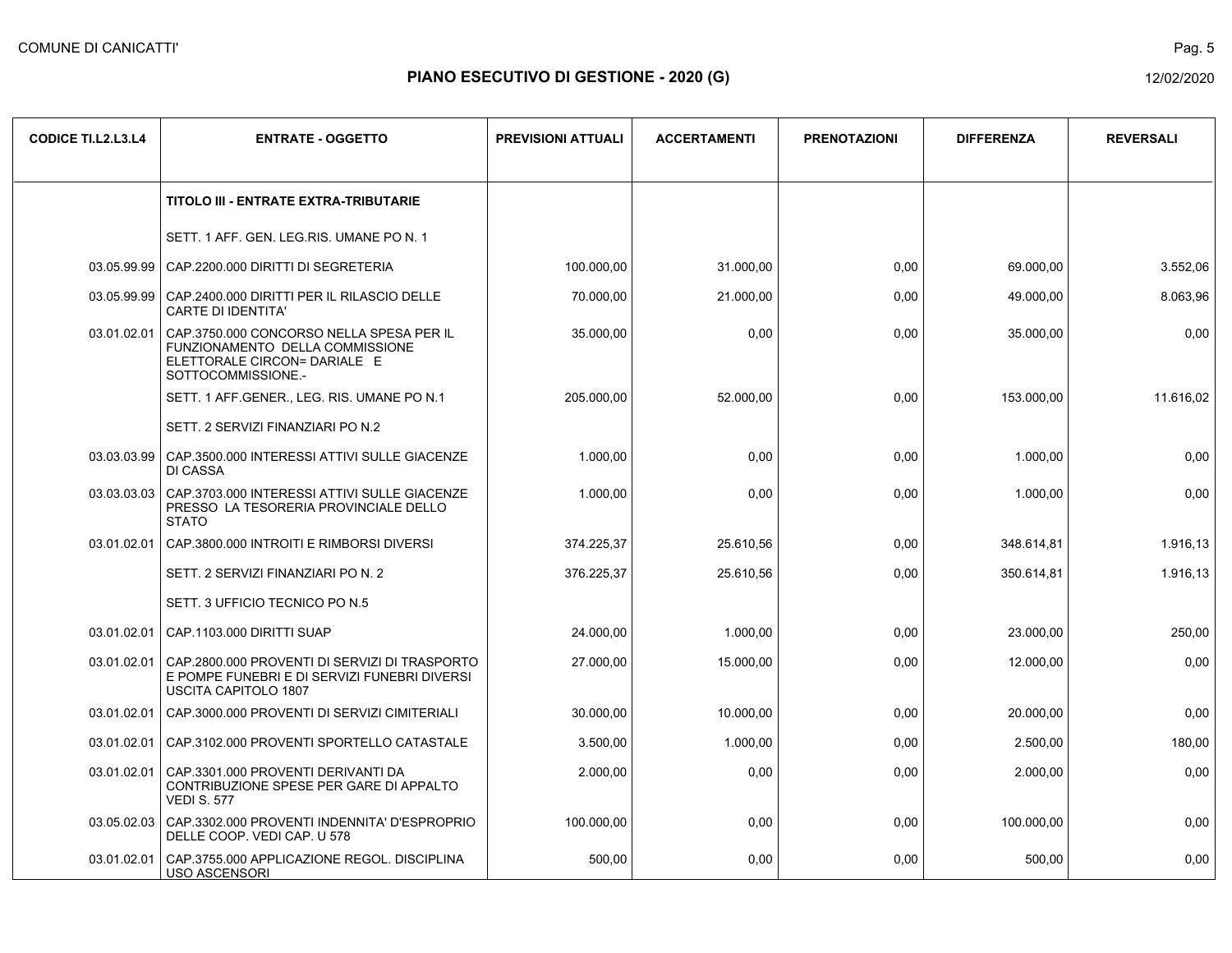COMUNE DI CANICATTI'

# PIANO ESECUTIVO DI GESTIONE - 2020 (G)

12/02/2020

| CODICE TI.L2.L3.L4 | ENTRATE - OGGETTO | PREVISIONI ATTUALI | ACCERTAMENTI | PRENOTAZIONI | DIFFERENZA | REVERSALI |
|---|---|---|---|---|---|---|
| | **TITOLO III - ENTRATE EXTRA-TRIBUTARIE** | | | | | |
| | SETT. 1 AFF. GEN. LEG.RIS. UMANE PO N. 1 | | | | | |
| 03.05.99.99 | CAP.2200.000 DIRITTI DI SEGRETERIA | 100.000,00 | 31.000,00 | 0,00 | 69.000,00 | 3.552,06 |
| 03.05.99.99 | CAP.2400.000 DIRITTI PER IL RILASCIO DELLE CARTE DI IDENTITA' | 70.000,00 | 21.000,00 | 0,00 | 49.000,00 | 8.063,96 |
| 03.01.02.01 | CAP.3750.000 CONCORSO NELLA SPESA PER IL FUNZIONAMENTO DELLA COMMISSIONE ELETTORALE CIRCON= DARIALE E SOTTOCOMMISSIONE.- | 35.000,00 | 0,00 | 0,00 | 35.000,00 | 0,00 |
| | SETT. 1 AFF.GENER., LEG. RIS. UMANE PO N.1 | 205.000,00 | 52.000,00 | 0,00 | 153.000,00 | 11.616,02 |
| | SETT. 2 SERVIZI FINANZIARI PO N.2 | | | | | |
| 03.03.03.99 | CAP.3500.000 INTERESSI ATTIVI SULLE GIACENZE DI CASSA | 1.000,00 | 0,00 | 0,00 | 1.000,00 | 0,00 |
| 03.03.03.03 | CAP.3703.000 INTERESSI ATTIVI SULLE GIACENZE PRESSO LA TESORERIA PROVINCIALE DELLO STATO | 1.000,00 | 0,00 | 0,00 | 1.000,00 | 0,00 |
| 03.01.02.01 | CAP.3800.000 INTROITI E RIMBORSI DIVERSI | 374.225,37 | 25.610,56 | 0,00 | 348.614,81 | 1.916,13 |
| | SETT. 2 SERVIZI FINANZIARI PO N. 2 | 376.225,37 | 25.610,56 | 0,00 | 350.614,81 | 1.916,13 |
| | SETT. 3 UFFICIO TECNICO PO N.5 | | | | | |
| 03.01.02.01 | CAP.1103.000 DIRITTI SUAP | 24.000,00 | 1.000,00 | 0,00 | 23.000,00 | 250,00 |
| 03.01.02.01 | CAP.2800.000 PROVENTI DI SERVIZI DI TRASPORTO E POMPE FUNEBRI E DI SERVIZI FUNEBRI DIVERSI USCITA CAPITOLO 1807 | 27.000,00 | 15.000,00 | 0,00 | 12.000,00 | 0,00 |
| 03.01.02.01 | CAP.3000.000 PROVENTI DI SERVIZI CIMITERIALI | 30.000,00 | 10.000,00 | 0,00 | 20.000,00 | 0,00 |
| 03.01.02.01 | CAP.3102.000 PROVENTI SPORTELLO CATASTALE | 3.500,00 | 1.000,00 | 0,00 | 2.500,00 | 180,00 |
| 03.01.02.01 | CAP.3301.000 PROVENTI DERIVANTI DA CONTRIBUZIONE SPESE PER GARE DI APPALTO VEDI S. 577 | 2.000,00 | 0,00 | 0,00 | 2.000,00 | 0,00 |
| 03.05.02.03 | CAP.3302.000 PROVENTI INDENNITA' D'ESPROPRIO DELLE COOP. VEDI CAP. U 578 | 100.000,00 | 0,00 | 0,00 | 100.000,00 | 0,00 |
| 03.01.02.01 | CAP.3755.000 APPLICAZIONE REGOL. DISCIPLINA USO ASCENSORI | 500,00 | 0,00 | 0,00 | 500,00 | 0,00 |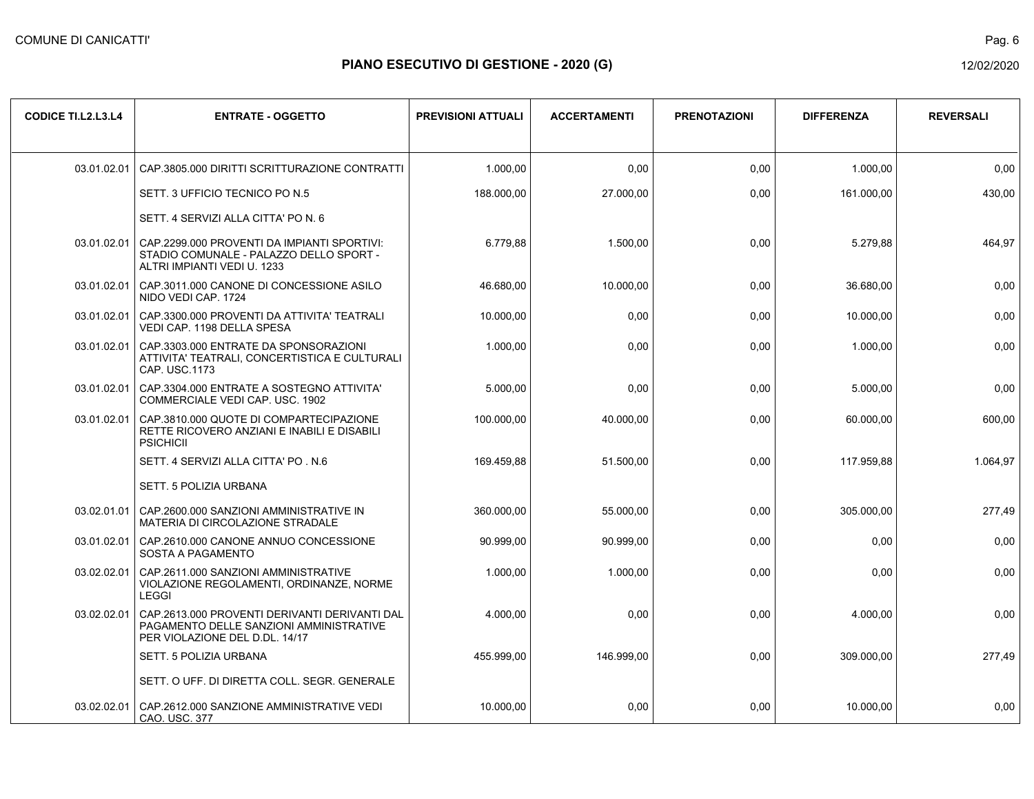# PIANO ESECUTIVO DI GESTIONE - 2020 (G)

COMUNE DI CANICATTI'

12/02/2020

| CODICE TI.L2.L3.L4 | ENTRATE - OGGETTO | PREVISIONI ATTUALI | ACCERTAMENTI | PRENOTAZIONI | DIFFERENZA | REVERSALI |
|---|---|---|---|---|---|---|
| 03.01.02.01 | CAP.3805.000 DIRITTI SCRITTURAZIONE CONTRATTI | 1.000,00 | 0,00 | 0,00 | 1.000,00 | 0,00 |
| | SETT. 3 UFFICIO TECNICO PO N.5 | 188.000,00 | 27.000,00 | 0,00 | 161.000,00 | 430,00 |
| | SETT. 4 SERVIZI ALLA CITTA' PO N. 6 | | | | | |
| 03.01.02.01 | CAP.2299.000 PROVENTI DA IMPIANTI SPORTIVI: STADIO COMUNALE - PALAZZO DELLO SPORT - ALTRI IMPIANTI VEDI U. 1233 | 6.779,88 | 1.500,00 | 0,00 | 5.279,88 | 464,97 |
| 03.01.02.01 | CAP.3011.000 CANONE DI CONCESSIONE ASILO NIDO VEDI CAP. 1724 | 46.680,00 | 10.000,00 | 0,00 | 36.680,00 | 0,00 |
| 03.01.02.01 | CAP.3300.000 PROVENTI DA ATTIVITA' TEATRALI VEDI CAP. 1198 DELLA SPESA | 10.000,00 | 0,00 | 0,00 | 10.000,00 | 0,00 |
| 03.01.02.01 | CAP.3303.000 ENTRATE DA SPONSORAZIONI ATTIVITA' TEATRALI, CONCERTISTICA E CULTURALI CAP. USC.1173 | 1.000,00 | 0,00 | 0,00 | 1.000,00 | 0,00 |
| 03.01.02.01 | CAP.3304.000 ENTRATE A SOSTEGNO ATTIVITA' COMMERCIALE VEDI CAP. USC. 1902 | 5.000,00 | 0,00 | 0,00 | 5.000,00 | 0,00 |
| 03.01.02.01 | CAP.3810.000 QUOTE DI COMPARTECIPAZIONE RETTE RICOVERO ANZIANI E INABILI E DISABILI PSICHICII | 100.000,00 | 40.000,00 | 0,00 | 60.000,00 | 600,00 |
| | SETT. 4 SERVIZI ALLA CITTA' PO . N.6 | 169.459,88 | 51.500,00 | 0,00 | 117.959,88 | 1.064,97 |
| | SETT. 5 POLIZIA URBANA | | | | | |
| 03.02.01.01 | CAP.2600.000 SANZIONI AMMINISTRATIVE IN MATERIA DI CIRCOLAZIONE STRADALE | 360.000,00 | 55.000,00 | 0,00 | 305.000,00 | 277,49 |
| 03.01.02.01 | CAP.2610.000 CANONE ANNUO CONCESSIONE SOSTA A PAGAMENTO | 90.999,00 | 90.999,00 | 0,00 | 0,00 | 0,00 |
| 03.02.02.01 | CAP.2611.000 SANZIONI AMMINISTRATIVE VIOLAZIONE REGOLAMENTI, ORDINANZE, NORME LEGGI | 1.000,00 | 1.000,00 | 0,00 | 0,00 | 0,00 |
| 03.02.02.01 | CAP.2613.000 PROVENTI DERIVANTI DERIVANTI DAL PAGAMENTO DELLE SANZIONI AMMINISTRATIVE PER VIOLAZIONE DEL D.DL. 14/17 | 4.000,00 | 0,00 | 0,00 | 4.000,00 | 0,00 |
| | SETT. 5 POLIZIA URBANA | 455.999,00 | 146.999,00 | 0,00 | 309.000,00 | 277,49 |
| | SETT. O UFF. DI DIRETTA COLL. SEGR. GENERALE | | | | | |
| 03.02.02.01 | CAP.2612.000 SANZIONE AMMINISTRATIVE VEDI CAO. USC. 377 | 10.000,00 | 0,00 | 0,00 | 10.000,00 | 0,00 |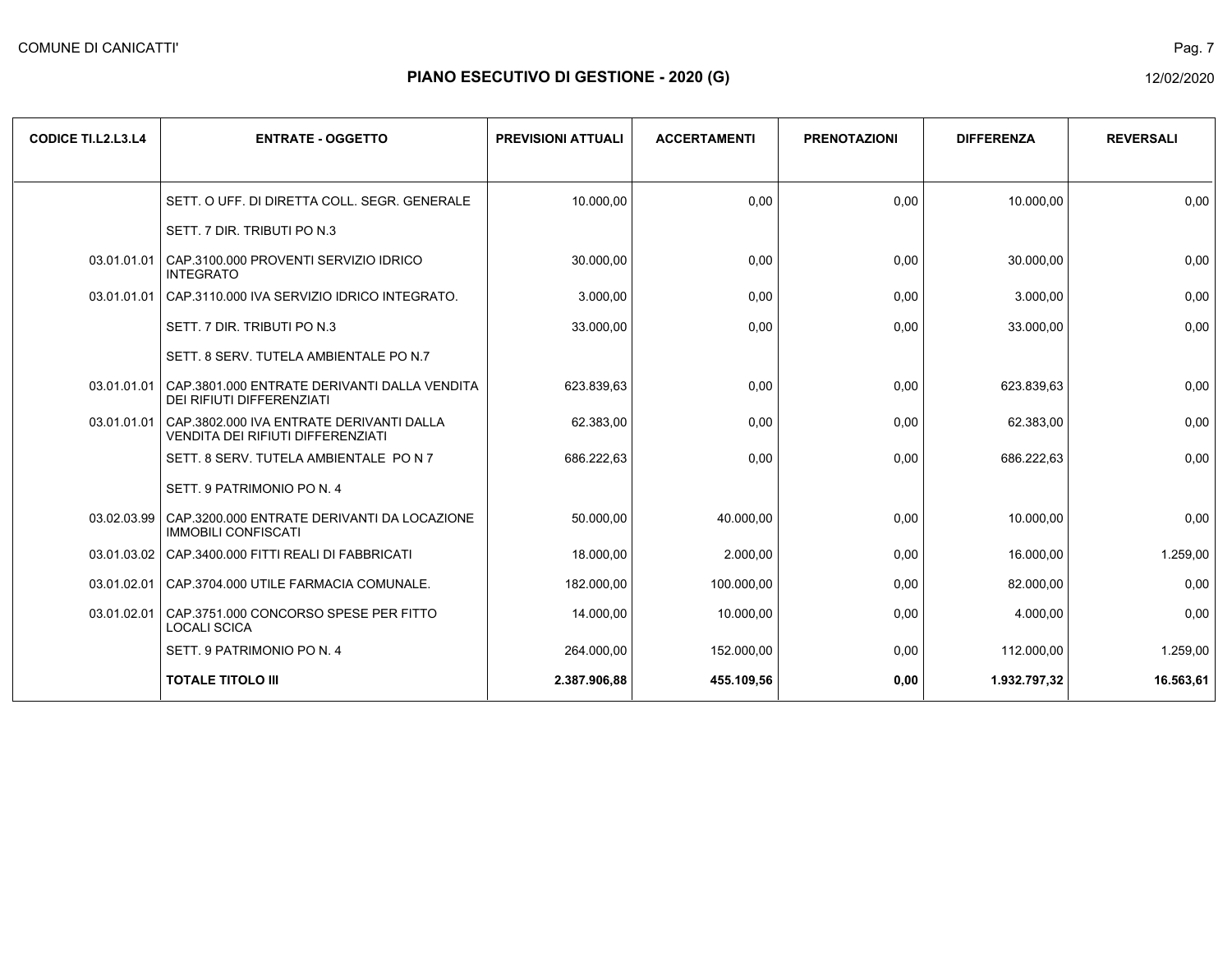COMUNE DI CANICATTI'

# PIANO ESECUTIVO DI GESTIONE - 2020 (G)

| CODICE TI.L2.L3.L4 | ENTRATE - OGGETTO | PREVISIONI ATTUALI | ACCERTAMENTI | PRENOTAZIONI | DIFFERENZA | REVERSALI |
|---|---|---|---|---|---|---|
| | SETT. O UFF. DI DIRETTA COLL. SEGR. GENERALE | 10.000,00 | 0,00 | 0,00 | 10.000,00 | 0,00 |
| | SETT. 7 DIR. TRIBUTI PO N.3 | | | | | |
| 03.01.01.01 | CAP.3100.000 PROVENTI SERVIZIO IDRICO INTEGRATO | 30.000,00 | 0,00 | 0,00 | 30.000,00 | 0,00 |
| 03.01.01.01 | CAP.3110.000 IVA SERVIZIO IDRICO INTEGRATO. | 3.000,00 | 0,00 | 0,00 | 3.000,00 | 0,00 |
| | SETT. 7 DIR. TRIBUTI PO N.3 | 33.000,00 | 0,00 | 0,00 | 33.000,00 | 0,00 |
| | SETT. 8 SERV. TUTELA AMBIENTALE PO N.7 | | | | | |
| 03.01.01.01 | CAP.3801.000 ENTRATE DERIVANTI DALLA VENDITA DEI RIFIUTI DIFFERENZIATI | 623.839,63 | 0,00 | 0,00 | 623.839,63 | 0,00 |
| 03.01.01.01 | CAP.3802.000 IVA ENTRATE DERIVANTI DALLA VENDITA DEI RIFIUTI DIFFERENZIATI | 62.383,00 | 0,00 | 0,00 | 62.383,00 | 0,00 |
| | SETT. 8 SERV. TUTELA AMBIENTALE PO N 7 | 686.222,63 | 0,00 | 0,00 | 686.222,63 | 0,00 |
| | SETT. 9 PATRIMONIO PO N. 4 | | | | | |
| 03.02.03.99 | CAP.3200.000 ENTRATE DERIVANTI DA LOCAZIONE IMMOBILI CONFISCATI | 50.000,00 | 40.000,00 | 0,00 | 10.000,00 | 0,00 |
| 03.01.03.02 | CAP.3400.000 FITTI REALI DI FABBRICATI | 18.000,00 | 2.000,00 | 0,00 | 16.000,00 | 1.259,00 |
| 03.01.02.01 | CAP.3704.000 UTILE FARMACIA COMUNALE. | 182.000,00 | 100.000,00 | 0,00 | 82.000,00 | 0,00 |
| 03.01.02.01 | CAP.3751.000 CONCORSO SPESE PER FITTO LOCALI SCICA | 14.000,00 | 10.000,00 | 0,00 | 4.000,00 | 0,00 |
| | SETT. 9 PATRIMONIO PO N. 4 | 264.000,00 | 152.000,00 | 0,00 | 112.000,00 | 1.259,00 |
| | **TOTALE TITOLO III** | **2.387.906,88** | **455.109,56** | **0,00** | **1.932.797,32** | **16.563,61** |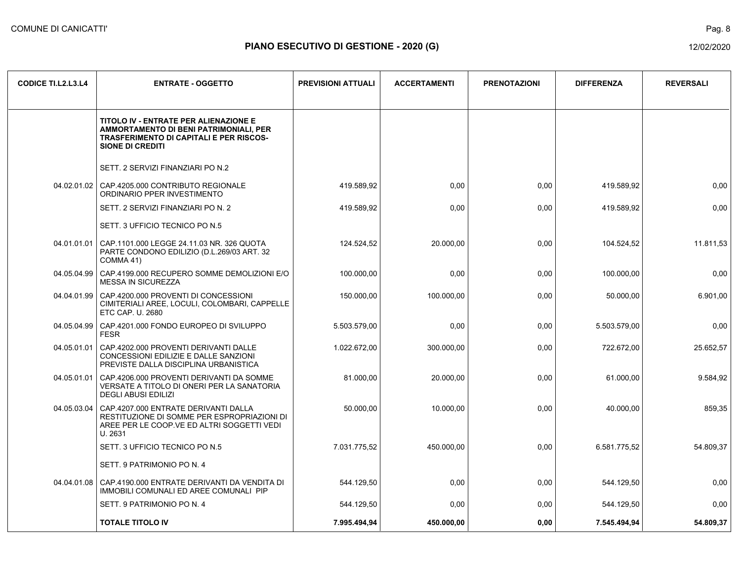COMUNE DI CANICATTI'

# PIANO ESECUTIVO DI GESTIONE - 2020 (G)

12/02/2020

| CODICE TI.L2.L3.L4 | ENTRATE - OGGETTO | PREVISIONI ATTUALI | ACCERTAMENTI | PRENOTAZIONI | DIFFERENZA | REVERSALI |
|---|---|---|---|---|---|---|
| | **TITOLO IV - ENTRATE PER ALIENAZIONE E AMMORTAMENTO DI BENI PATRIMONIALI, PER TRASFERIMENTO DI CAPITALI E PER RISCOS-SIONE DI CREDITI** | | | | | |
| | SETT. 2 SERVIZI FINANZIARI PO N.2 | | | | | |
| 04.02.01.02 | CAP.4205.000 CONTRIBUTO REGIONALE ORDINARIO PPER INVESTIMENTO | 419.589,92 | 0,00 | 0,00 | 419.589,92 | 0,00 |
| | SETT. 2 SERVIZI FINANZIARI PO N. 2 | 419.589,92 | 0,00 | 0,00 | 419.589,92 | 0,00 |
| | SETT. 3 UFFICIO TECNICO PO N.5 | | | | | |
| 04.01.01.01 | CAP.1101.000 LEGGE 24.11.03 NR. 326 QUOTA PARTE CONDONO EDILIZIO (D.L.269/03 ART. 32 COMMA 41) | 124.524,52 | 20.000,00 | 0,00 | 104.524,52 | 11.811,53 |
| 04.05.04.99 | CAP.4199.000 RECUPERO SOMME DEMOLIZIONI E/O MESSA IN SICUREZZA | 100.000,00 | 0,00 | 0,00 | 100.000,00 | 0,00 |
| 04.04.01.99 | CAP.4200.000 PROVENTI DI CONCESSIONI CIMITERIALI AREE, LOCULI, COLOMBARI, CAPPELLE ETC CAP. U. 2680 | 150.000,00 | 100.000,00 | 0,00 | 50.000,00 | 6.901,00 |
| 04.05.04.99 | CAP.4201.000 FONDO EUROPEO DI SVILUPPO FESR | 5.503.579,00 | 0,00 | 0,00 | 5.503.579,00 | 0,00 |
| 04.05.01.01 | CAP.4202.000 PROVENTI DERIVANTI DALLE CONCESSIONI EDILIZIE E DALLE SANZIONI PREVISTE DALLA DISCIPLINA URBANISTICA | 1.022.672,00 | 300.000,00 | 0,00 | 722.672,00 | 25.652,57 |
| 04.05.01.01 | CAP.4206.000 PROVENTI DERIVANTI DA SOMME VERSATE A TITOLO DI ONERI PER LA SANATORIA DEGLI ABUSI EDILIZI | 81.000,00 | 20.000,00 | 0,00 | 61.000,00 | 9.584,92 |
| 04.05.03.04 | CAP.4207.000 ENTRATE DERIVANTI DALLA RESTITUZIONE DI SOMME PER ESPROPRIAZIONI DI AREE PER LE COOP.VE ED ALTRI SOGGETTI VEDI U. 2631 | 50.000,00 | 10.000,00 | 0,00 | 40.000,00 | 859,35 |
| | SETT. 3 UFFICIO TECNICO PO N.5 | 7.031.775,52 | 450.000,00 | 0,00 | 6.581.775,52 | 54.809,37 |
| | SETT. 9 PATRIMONIO PO N. 4 | | | | | |
| 04.04.01.08 | CAP.4190.000 ENTRATE DERIVANTI DA VENDITA DI IMMOBILI COMUNALI ED AREE COMUNALI PIP | 544.129,50 | 0,00 | 0,00 | 544.129,50 | 0,00 |
| | SETT. 9 PATRIMONIO PO N. 4 | 544.129,50 | 0,00 | 0,00 | 544.129,50 | 0,00 |
| | **TOTALE TITOLO IV** | **7.995.494,94** | **450.000,00** | **0,00** | **7.545.494,94** | **54.809,37** |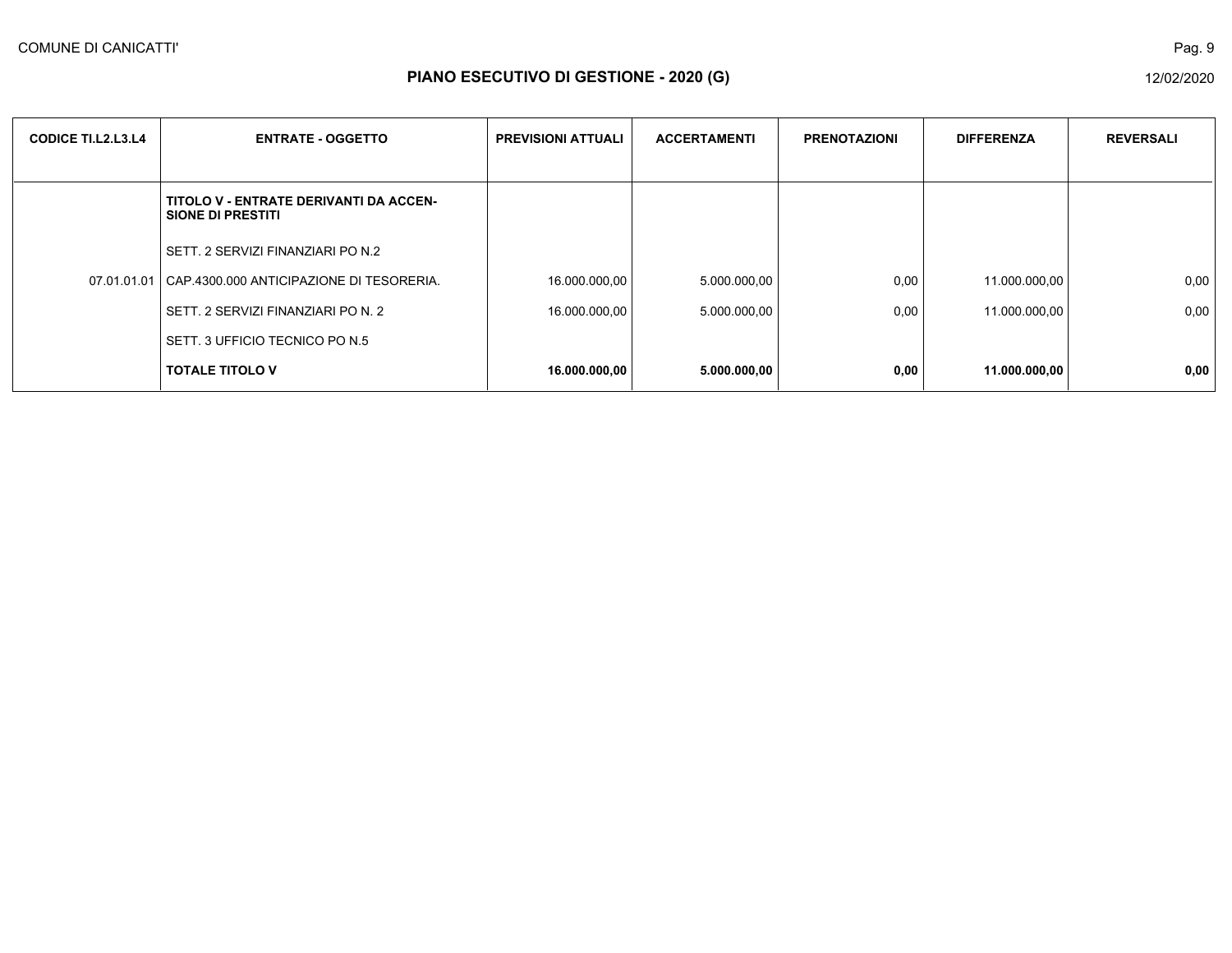# PIANO ESECUTIVO DI GESTIONE - 2020 (G)

| CODICE TI.L2.L3.L4 | ENTRATE - OGGETTO | PREVISIONI ATTUALI | ACCERTAMENTI | PRENOTAZIONI | DIFFERENZA | REVERSALI |
|---|---|---|---|---|---|---|
| | **TITOLO V - ENTRATE DERIVANTI DA ACCEN-SIONE DI PRESTITI** | | | | | |
| | SETT. 2 SERVIZI FINANZIARI PO N.2 | | | | | |
| 07.01.01.01 | CAP.4300.000 ANTICIPAZIONE DI TESORERIA. | 16.000.000,00 | 5.000.000,00 | 0,00 | 11.000.000,00 | 0,00 |
| | SETT. 2 SERVIZI FINANZIARI PO N. 2 | 16.000.000,00 | 5.000.000,00 | 0,00 | 11.000.000,00 | 0,00 |
| | SETT. 3 UFFICIO TECNICO PO N.5 | | | | | |
| | **TOTALE TITOLO V** | **16.000.000,00** | **5.000.000,00** | **0,00** | **11.000.000,00** | **0,00** |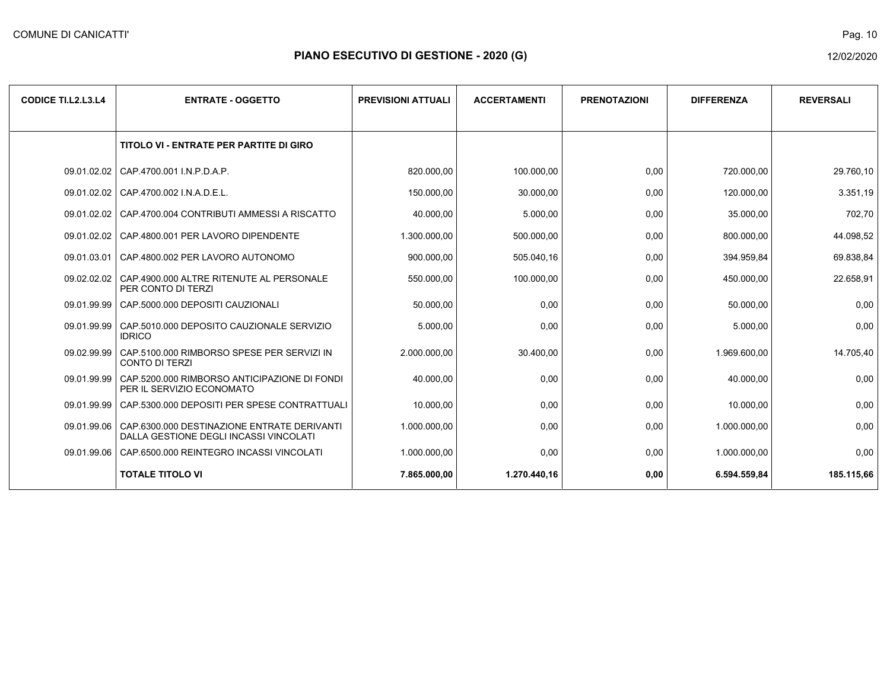# PIANO ESECUTIVO DI GESTIONE - 2020 (G)

| CODICE TI.L2.L3.L4 | ENTRATE - OGGETTO | PREVISIONI ATTUALI | ACCERTAMENTI | PRENOTAZIONI | DIFFERENZA | REVERSALI |
|---|---|---|---|---|---|---|
| | **TITOLO VI - ENTRATE PER PARTITE DI GIRO** | | | | | |
| 09.01.02.02 | CAP.4700.001 I.N.P.D.A.P. | 820.000,00 | 100.000,00 | 0,00 | 720.000,00 | 29.760,10 |
| 09.01.02.02 | CAP.4700.002 I.N.A.D.E.L. | 150.000,00 | 30.000,00 | 0,00 | 120.000,00 | 3.351,19 |
| 09.01.02.02 | CAP.4700.004 CONTRIBUTI AMMESSI A RISCATTO | 40.000,00 | 5.000,00 | 0,00 | 35.000,00 | 702,70 |
| 09.01.02.02 | CAP.4800.001 PER LAVORO DIPENDENTE | 1.300.000,00 | 500.000,00 | 0,00 | 800.000,00 | 44.098,52 |
| 09.01.03.01 | CAP.4800.002 PER LAVORO AUTONOMO | 900.000,00 | 505.040,16 | 0,00 | 394.959,84 | 69.838,84 |
| 09.02.02.02 | CAP.4900.000 ALTRE RITENUTE AL PERSONALE PER CONTO DI TERZI | 550.000,00 | 100.000,00 | 0,00 | 450.000,00 | 22.658,91 |
| 09.01.99.99 | CAP.5000.000 DEPOSITI CAUZIONALI | 50.000,00 | 0,00 | 0,00 | 50.000,00 | 0,00 |
| 09.01.99.99 | CAP.5010.000 DEPOSITO CAUZIONALE SERVIZIO IDRICO | 5.000,00 | 0,00 | 0,00 | 5.000,00 | 0,00 |
| 09.02.99.99 | CAP.5100.000 RIMBORSO SPESE PER SERVIZI IN CONTO DI TERZI | 2.000.000,00 | 30.400,00 | 0,00 | 1.969.600,00 | 14.705,40 |
| 09.01.99.99 | CAP.5200.000 RIMBORSO ANTICIPAZIONE DI FONDI PER IL SERVIZIO ECONOMATO | 40.000,00 | 0,00 | 0,00 | 40.000,00 | 0,00 |
| 09.01.99.99 | CAP.5300.000 DEPOSITI PER SPESE CONTRATTUALI | 10.000,00 | 0,00 | 0,00 | 10.000,00 | 0,00 |
| 09.01.99.06 | CAP.6300.000 DESTINAZIONE ENTRATE DERIVANTI DALLA GESTIONE DEGLI INCASSI VINCOLATI | 1.000.000,00 | 0,00 | 0,00 | 1.000.000,00 | 0,00 |
| 09.01.99.06 | CAP.6500.000 REINTEGRO INCASSI VINCOLATI | 1.000.000,00 | 0,00 | 0,00 | 1.000.000,00 | 0,00 |
| | **TOTALE TITOLO VI** | **7.865.000,00** | **1.270.440,16** | **0,00** | **6.594.559,84** | **185.115,66** |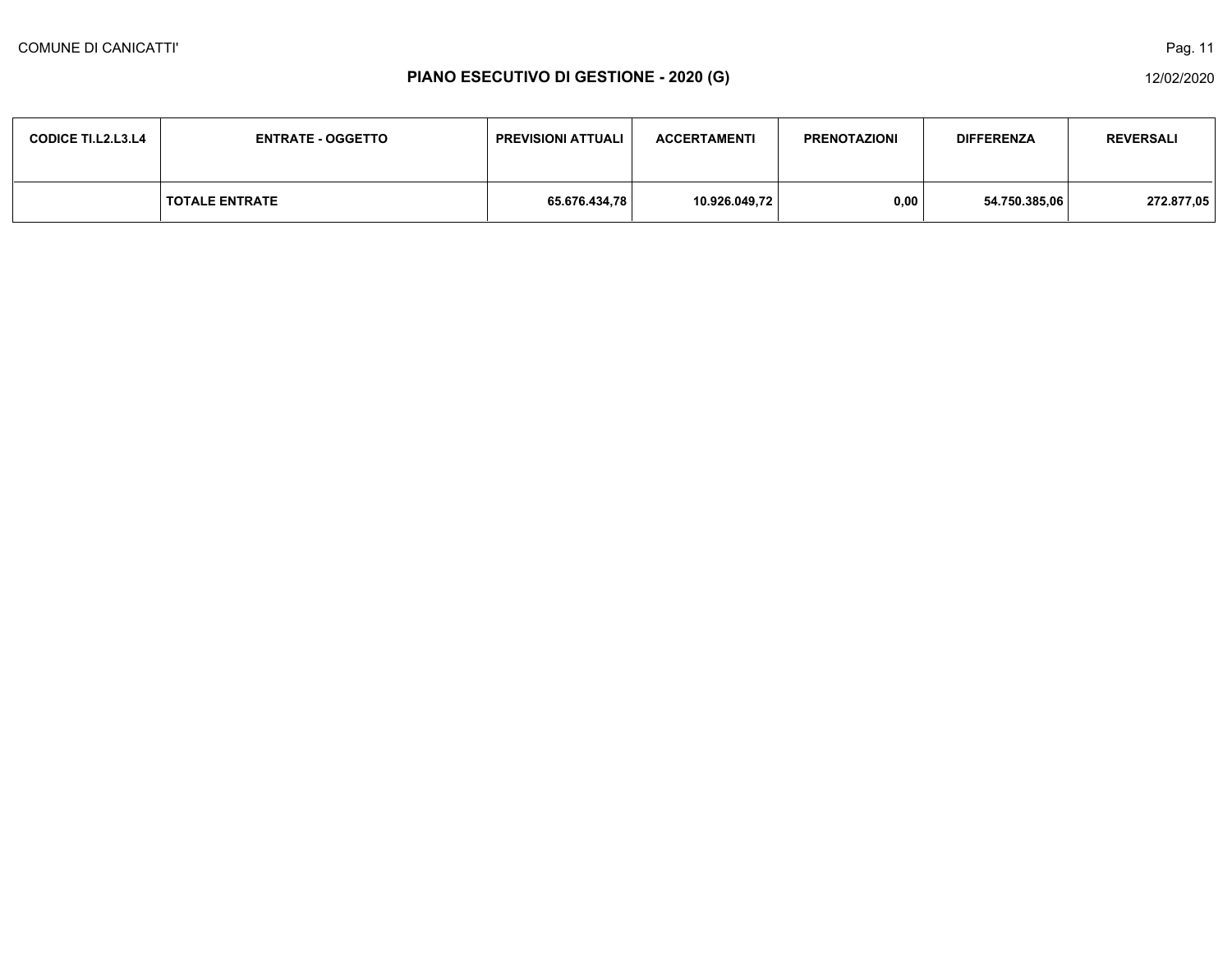| CODICE TI.L2.L3.L4 | ENTRATE - OGGETTO | PREVISIONI ATTUALI | ACCERTAMENTI | PRENOTAZIONI | DIFFERENZA | REVERSALI |
|---|---|---|---|---|---|---|
| | **TOTALE ENTRATE** | **65.676.434,78** | **10.926.049,72** | **0,00** | **54.750.385,06** | **272.877,05** |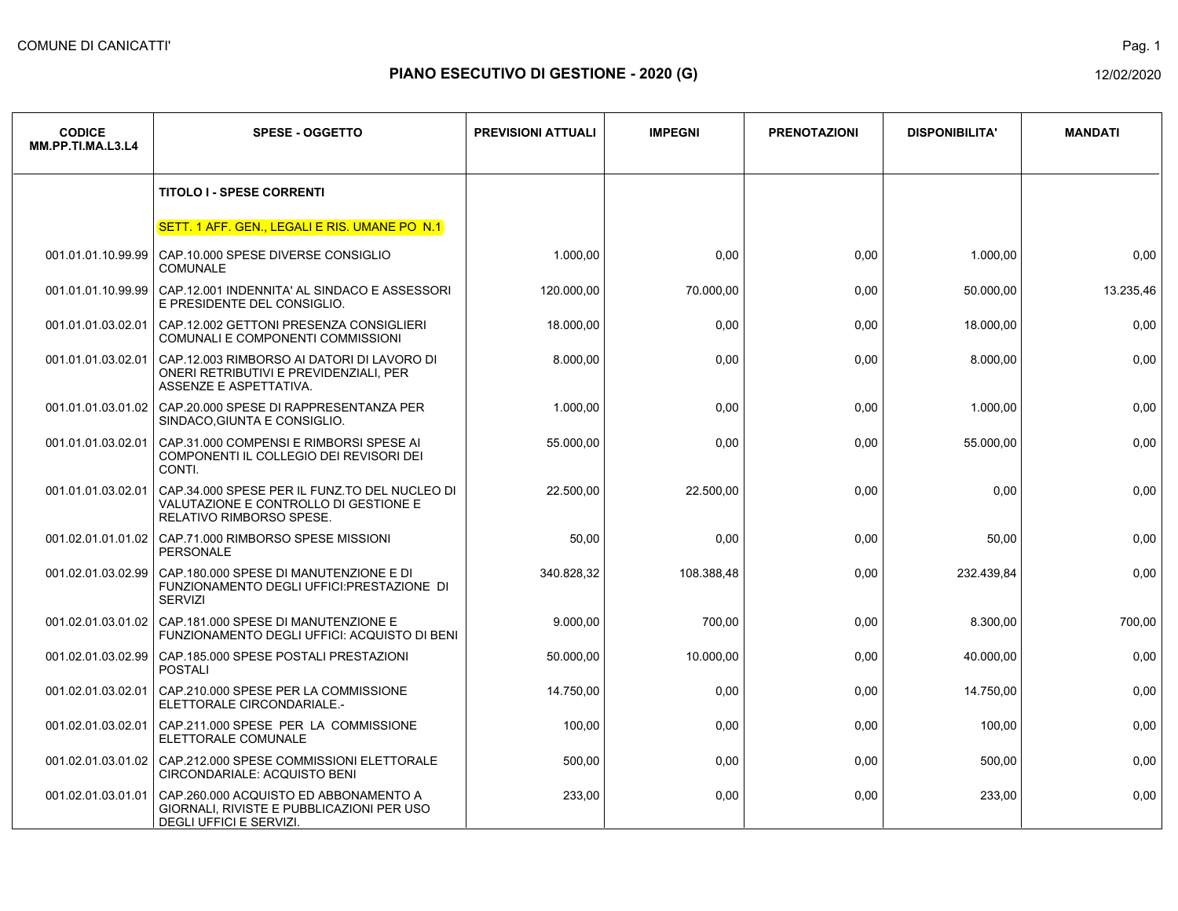COMUNE DI CANICATTI'

# PIANO ESECUTIVO DI GESTIONE - 2020 (G)

12/02/2020

| CODICE MM.PP.TI.MA.L3.L4 | SPESE - OGGETTO | PREVISIONI ATTUALI | IMPEGNI | PRENOTAZIONI | DISPONIBILITA' | MANDATI |
|---|---|---|---|---|---|---|
| | **TITOLO I - SPESE CORRENTI** | | | | | |
| | SETT. 1 AFF. GEN., LEGALI E RIS. UMANE PO N.1 | | | | | |
| 001.01.01.10.99.99 | CAP.10.000 SPESE DIVERSE CONSIGLIO COMUNALE | 1.000,00 | 0,00 | 0,00 | 1.000,00 | 0,00 |
| 001.01.01.10.99.99 | CAP.12.001 INDENNITA' AL SINDACO E ASSESSORI E PRESIDENTE DEL CONSIGLIO. | 120.000,00 | 70.000,00 | 0,00 | 50.000,00 | 13.235,46 |
| 001.01.01.03.02.01 | CAP.12.002 GETTONI PRESENZA CONSIGLIERI COMUNALI E COMPONENTI COMMISSIONI | 18.000,00 | 0,00 | 0,00 | 18.000,00 | 0,00 |
| 001.01.01.03.02.01 | CAP.12.003 RIMBORSO AI DATORI DI LAVORO DI ONERI RETRIBUTIVI E PREVIDENZIALI, PER ASSENZE E ASPETTATIVA. | 8.000,00 | 0,00 | 0,00 | 8.000,00 | 0,00 |
| 001.01.01.03.01.02 | CAP.20.000 SPESE DI RAPPRESENTANZA PER SINDACO,GIUNTA E CONSIGLIO. | 1.000,00 | 0,00 | 0,00 | 1.000,00 | 0,00 |
| 001.01.01.03.02.01 | CAP.31.000 COMPENSI E RIMBORSI SPESE AI COMPONENTI IL COLLEGIO DEI REVISORI DEI CONTI. | 55.000,00 | 0,00 | 0,00 | 55.000,00 | 0,00 |
| 001.01.01.03.02.01 | CAP.34.000 SPESE PER IL FUNZ.TO DEL NUCLEO DI VALUTAZIONE E CONTROLLO DI GESTIONE E RELATIVO RIMBORSO SPESE. | 22.500,00 | 22.500,00 | 0,00 | 0,00 | 0,00 |
| 001.02.01.01.01.02 | CAP.71.000 RIMBORSO SPESE MISSIONI PERSONALE | 50,00 | 0,00 | 0,00 | 50,00 | 0,00 |
| 001.02.01.03.02.99 | CAP.180.000 SPESE DI MANUTENZIONE E DI FUNZIONAMENTO DEGLI UFFICI:PRESTAZIONE DI SERVIZI | 340.828,32 | 108.388,48 | 0,00 | 232.439,84 | 0,00 |
| 001.02.01.03.01.02 | CAP.181.000 SPESE DI MANUTENZIONE E FUNZIONAMENTO DEGLI UFFICI: ACQUISTO DI BENI | 9.000,00 | 700,00 | 0,00 | 8.300,00 | 700,00 |
| 001.02.01.03.02.99 | CAP.185.000 SPESE POSTALI PRESTAZIONI POSTALI | 50.000,00 | 10.000,00 | 0,00 | 40.000,00 | 0,00 |
| 001.02.01.03.02.01 | CAP.210.000 SPESE PER LA COMMISSIONE ELETTORALE CIRCONDARIALE.- | 14.750,00 | 0,00 | 0,00 | 14.750,00 | 0,00 |
| 001.02.01.03.02.01 | CAP.211.000 SPESE PER LA COMMISSIONE ELETTORALE COMUNALE | 100,00 | 0,00 | 0,00 | 100,00 | 0,00 |
| 001.02.01.03.01.02 | CAP.212.000 SPESE COMMISSIONI ELETTORALE CIRCONDARIALE: ACQUISTO BENI | 500,00 | 0,00 | 0,00 | 500,00 | 0,00 |
| 001.02.01.03.01.01 | CAP.260.000 ACQUISTO ED ABBONAMENTO A GIORNALI, RIVISTE E PUBBLICAZIONI PER USO DEGLI UFFICI E SERVIZI. | 233,00 | 0,00 | 0,00 | 233,00 | 0,00 |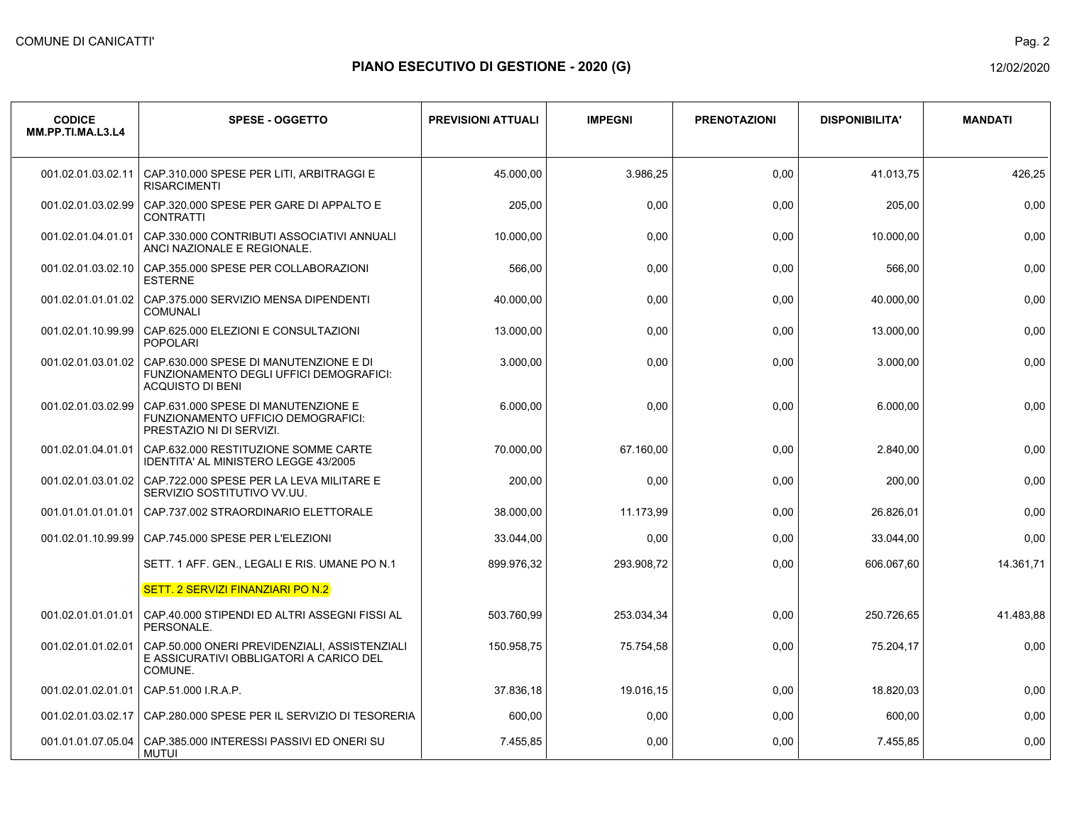COMUNE DI CANICATTI'

# PIANO ESECUTIVO DI GESTIONE - 2020 (G)

12/02/2020

| CODICE MM.PP.TI.MA.L3.L4 | SPESE - OGGETTO | PREVISIONI ATTUALI | IMPEGNI | PRENOTAZIONI | DISPONIBILITA' | MANDATI |
|---|---|---|---|---|---|---|
| 001.02.01.03.02.11 | CAP.310.000 SPESE PER LITI, ARBITRAGGI E RISARCIMENTI | 45.000,00 | 3.986,25 | 0,00 | 41.013,75 | 426,25 |
| 001.02.01.03.02.99 | CAP.320.000 SPESE PER GARE DI APPALTO E CONTRATTI | 205,00 | 0,00 | 0,00 | 205,00 | 0,00 |
| 001.02.01.04.01.01 | CAP.330.000 CONTRIBUTI ASSOCIATIVI ANNUALI ANCI NAZIONALE E REGIONALE. | 10.000,00 | 0,00 | 0,00 | 10.000,00 | 0,00 |
| 001.02.01.03.02.10 | CAP.355.000 SPESE PER COLLABORAZIONI ESTERNE | 566,00 | 0,00 | 0,00 | 566,00 | 0,00 |
| 001.02.01.01.01.02 | CAP.375.000 SERVIZIO MENSA DIPENDENTI COMUNALI | 40.000,00 | 0,00 | 0,00 | 40.000,00 | 0,00 |
| 001.02.01.10.99.99 | CAP.625.000 ELEZIONI E CONSULTAZIONI POPOLARI | 13.000,00 | 0,00 | 0,00 | 13.000,00 | 0,00 |
| 001.02.01.03.01.02 | CAP.630.000 SPESE DI MANUTENZIONE E DI FUNZIONAMENTO DEGLI UFFICI DEMOGRAFICI: ACQUISTO DI BENI | 3.000,00 | 0,00 | 0,00 | 3.000,00 | 0,00 |
| 001.02.01.03.02.99 | CAP.631.000 SPESE DI MANUTENZIONE E FUNZIONAMENTO UFFICIO DEMOGRAFICI: PRESTAZIO NI DI SERVIZI. | 6.000,00 | 0,00 | 0,00 | 6.000,00 | 0,00 |
| 001.02.01.04.01.01 | CAP.632.000 RESTITUZIONE SOMME CARTE IDENTITA' AL MINISTERO LEGGE 43/2005 | 70.000,00 | 67.160,00 | 0,00 | 2.840,00 | 0,00 |
| 001.02.01.03.01.02 | CAP.722.000 SPESE PER LA LEVA MILITARE E SERVIZIO SOSTITUTIVO VV.UU. | 200,00 | 0,00 | 0,00 | 200,00 | 0,00 |
| 001.01.01.01.01.01 | CAP.737.002 STRAORDINARIO ELETTORALE | 38.000,00 | 11.173,99 | 0,00 | 26.826,01 | 0,00 |
| 001.02.01.10.99.99 | CAP.745.000 SPESE PER L'ELEZIONI | 33.044,00 | 0,00 | 0,00 | 33.044,00 | 0,00 |
| | SETT. 1 AFF. GEN., LEGALI E RIS. UMANE PO N.1 | 899.976,32 | 293.908,72 | 0,00 | 606.067,60 | 14.361,71 |
| | SETT. 2 SERVIZI FINANZIARI PO N.2 | | | | | |
| 001.02.01.01.01.01 | CAP.40.000 STIPENDI ED ALTRI ASSEGNI FISSI AL PERSONALE. | 503.760,99 | 253.034,34 | 0,00 | 250.726,65 | 41.483,88 |
| 001.02.01.01.02.01 | CAP.50.000 ONERI PREVIDENZIALI, ASSISTENZIALI E ASSICURATIVI OBBLIGATORI A CARICO DEL COMUNE. | 150.958,75 | 75.754,58 | 0,00 | 75.204,17 | 0,00 |
| 001.02.01.02.01.01 | CAP.51.000 I.R.A.P. | 37.836,18 | 19.016,15 | 0,00 | 18.820,03 | 0,00 |
| 001.02.01.03.02.17 | CAP.280.000 SPESE PER IL SERVIZIO DI TESORERIA | 600,00 | 0,00 | 0,00 | 600,00 | 0,00 |
| 001.01.01.07.05.04 | CAP.385.000 INTERESSI PASSIVI ED ONERI SU MUTUI | 7.455,85 | 0,00 | 0,00 | 7.455,85 | 0,00 |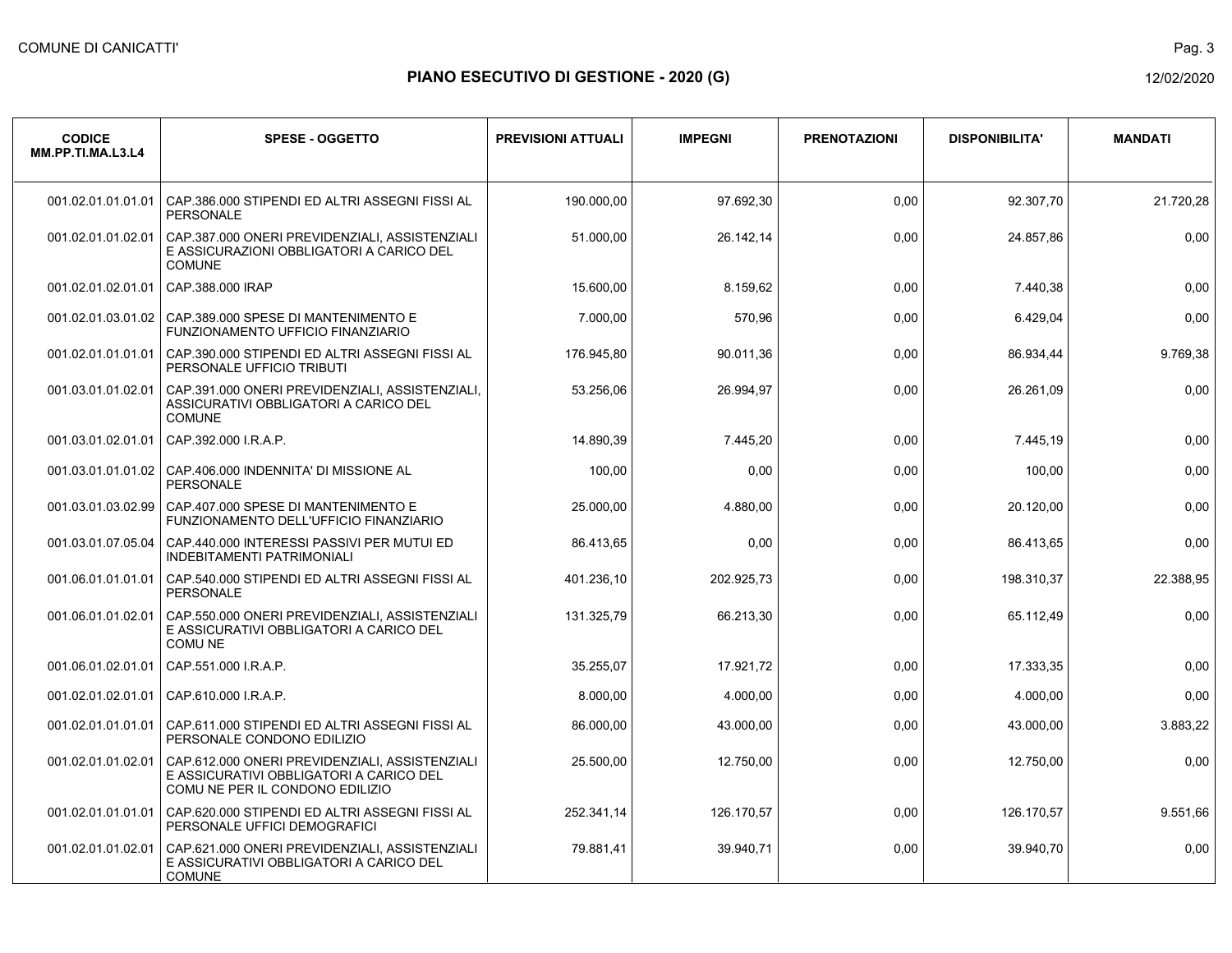## PIANO ESECUTIVO DI GESTIONE - 2020 (G)

| CODICE MM.PP.TI.MA.L3.L4 | SPESE - OGGETTO | PREVISIONI ATTUALI | IMPEGNI | PRENOTAZIONI | DISPONIBILITA' | MANDATI |
|---|---|---|---|---|---|---|
| 001.02.01.01.01.01 | CAP.386.000 STIPENDI ED ALTRI ASSEGNI FISSI AL PERSONALE | 190.000,00 | 97.692,30 | 0,00 | 92.307,70 | 21.720,28 |
| 001.02.01.01.02.01 | CAP.387.000 ONERI PREVIDENZIALI, ASSISTENZIALI E ASSICURAZIONI OBBLIGATORI A CARICO DEL COMUNE | 51.000,00 | 26.142,14 | 0,00 | 24.857,86 | 0,00 |
| 001.02.01.02.01.01 | CAP.388.000 IRAP | 15.600,00 | 8.159,62 | 0,00 | 7.440,38 | 0,00 |
| 001.02.01.03.01.02 | CAP.389.000 SPESE DI MANTENIMENTO E FUNZIONAMENTO UFFICIO FINANZIARIO | 7.000,00 | 570,96 | 0,00 | 6.429,04 | 0,00 |
| 001.02.01.01.01.01 | CAP.390.000 STIPENDI ED ALTRI ASSEGNI FISSI AL PERSONALE UFFICIO TRIBUTI | 176.945,80 | 90.011,36 | 0,00 | 86.934,44 | 9.769,38 |
| 001.03.01.01.02.01 | CAP.391.000 ONERI PREVIDENZIALI, ASSISTENZIALI, ASSICURATIVI OBBLIGATORI A CARICO DEL COMUNE | 53.256,06 | 26.994,97 | 0,00 | 26.261,09 | 0,00 |
| 001.03.01.02.01.01 | CAP.392.000 I.R.A.P. | 14.890,39 | 7.445,20 | 0,00 | 7.445,19 | 0,00 |
| 001.03.01.01.01.02 | CAP.406.000 INDENNITA' DI MISSIONE AL PERSONALE | 100,00 | 0,00 | 0,00 | 100,00 | 0,00 |
| 001.03.01.03.02.99 | CAP.407.000 SPESE DI MANTENIMENTO E FUNZIONAMENTO DELL'UFFICIO FINANZIARIO | 25.000,00 | 4.880,00 | 0,00 | 20.120,00 | 0,00 |
| 001.03.01.07.05.04 | CAP.440.000 INTERESSI PASSIVI PER MUTUI ED INDEBITAMENTI PATRIMONIALI | 86.413,65 | 0,00 | 0,00 | 86.413,65 | 0,00 |
| 001.06.01.01.01.01 | CAP.540.000 STIPENDI ED ALTRI ASSEGNI FISSI AL PERSONALE | 401.236,10 | 202.925,73 | 0,00 | 198.310,37 | 22.388,95 |
| 001.06.01.01.02.01 | CAP.550.000 ONERI PREVIDENZIALI, ASSISTENZIALI E ASSICURATIVI OBBLIGATORI A CARICO DEL COMU NE | 131.325,79 | 66.213,30 | 0,00 | 65.112,49 | 0,00 |
| 001.06.01.02.01.01 | CAP.551.000 I.R.A.P. | 35.255,07 | 17.921,72 | 0,00 | 17.333,35 | 0,00 |
| 001.02.01.02.01.01 | CAP.610.000 I.R.A.P. | 8.000,00 | 4.000,00 | 0,00 | 4.000,00 | 0,00 |
| 001.02.01.01.01.01 | CAP.611.000 STIPENDI ED ALTRI ASSEGNI FISSI AL PERSONALE CONDONO EDILIZIO | 86.000,00 | 43.000,00 | 0,00 | 43.000,00 | 3.883,22 |
| 001.02.01.01.02.01 | CAP.612.000 ONERI PREVIDENZIALI, ASSISTENZIALI E ASSICURATIVI OBBLIGATORI A CARICO DEL COMU NE PER IL CONDONO EDILIZIO | 25.500,00 | 12.750,00 | 0,00 | 12.750,00 | 0,00 |
| 001.02.01.01.01.01 | CAP.620.000 STIPENDI ED ALTRI ASSEGNI FISSI AL PERSONALE UFFICI DEMOGRAFICI | 252.341,14 | 126.170,57 | 0,00 | 126.170,57 | 9.551,66 |
| 001.02.01.01.02.01 | CAP.621.000 ONERI PREVIDENZIALI, ASSISTENZIALI E ASSICURATIVI OBBLIGATORI A CARICO DEL COMUNE | 79.881,41 | 39.940,71 | 0,00 | 39.940,70 | 0,00 |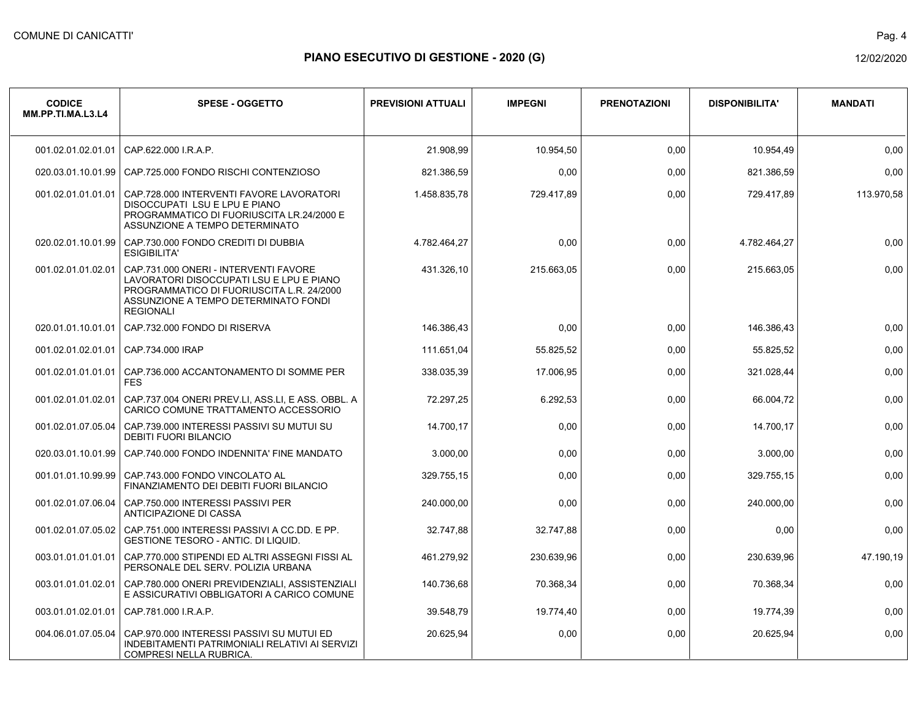# PIANO ESECUTIVO DI GESTIONE - 2020 (G)

| CODICE MM.PP.TI.MA.L3.L4 | SPESE - OGGETTO | PREVISIONI ATTUALI | IMPEGNI | PRENOTAZIONI | DISPONIBILITA' | MANDATI |
|---|---|---|---|---|---|---|
| 001.02.01.02.01.01 | CAP.622.000 I.R.A.P. | 21.908,99 | 10.954,50 | 0,00 | 10.954,49 | 0,00 |
| 020.03.01.10.01.99 | CAP.725.000 FONDO RISCHI CONTENZIOSO | 821.386,59 | 0,00 | 0,00 | 821.386,59 | 0,00 |
| 001.02.01.01.01.01 | CAP.728.000 INTERVENTI FAVORE LAVORATORI DISOCCUPATI LSU E LPU E PIANO PROGRAMMATICO DI FUORIUSCITA LR.24/2000 E ASSUNZIONE A TEMPO DETERMINATO | 1.458.835,78 | 729.417,89 | 0,00 | 729.417,89 | 113.970,58 |
| 020.02.01.10.01.99 | CAP.730.000 FONDO CREDITI DI DUBBIA ESIGIBILITA' | 4.782.464,27 | 0,00 | 0,00 | 4.782.464,27 | 0,00 |
| 001.02.01.01.02.01 | CAP.731.000 ONERI - INTERVENTI FAVORE LAVORATORI DISOCCUPATI LSU E LPU E PIANO PROGRAMMATICO DI FUORIUSCITA L.R. 24/2000 ASSUNZIONE A TEMPO DETERMINATO FONDI REGIONALI | 431.326,10 | 215.663,05 | 0,00 | 215.663,05 | 0,00 |
| 020.01.01.10.01.01 | CAP.732.000 FONDO DI RISERVA | 146.386,43 | 0,00 | 0,00 | 146.386,43 | 0,00 |
| 001.02.01.02.01.01 | CAP.734.000 IRAP | 111.651,04 | 55.825,52 | 0,00 | 55.825,52 | 0,00 |
| 001.02.01.01.01.01 | CAP.736.000 ACCANTONAMENTO DI SOMME PER FES | 338.035,39 | 17.006,95 | 0,00 | 321.028,44 | 0,00 |
| 001.02.01.01.02.01 | CAP.737.004 ONERI PREV.LI, ASS.LI, E ASS. OBBL. A CARICO COMUNE TRATTAMENTO ACCESSORIO | 72.297,25 | 6.292,53 | 0,00 | 66.004,72 | 0,00 |
| 001.02.01.07.05.04 | CAP.739.000 INTERESSI PASSIVI SU MUTUI SU DEBITI FUORI BILANCIO | 14.700,17 | 0,00 | 0,00 | 14.700,17 | 0,00 |
| 020.03.01.10.01.99 | CAP.740.000 FONDO INDENNITA' FINE MANDATO | 3.000,00 | 0,00 | 0,00 | 3.000,00 | 0,00 |
| 001.01.01.10.99.99 | CAP.743.000 FONDO VINCOLATO AL FINANZIAMENTO DEI DEBITI FUORI BILANCIO | 329.755,15 | 0,00 | 0,00 | 329.755,15 | 0,00 |
| 001.02.01.07.06.04 | CAP.750.000 INTERESSI PASSIVI PER ANTICIPAZIONE DI CASSA | 240.000,00 | 0,00 | 0,00 | 240.000,00 | 0,00 |
| 001.02.01.07.05.02 | CAP.751.000 INTERESSI PASSIVI A CC.DD. E PP. GESTIONE TESORO - ANTIC. DI LIQUID. | 32.747,88 | 32.747,88 | 0,00 | 0,00 | 0,00 |
| 003.01.01.01.01.01 | CAP.770.000 STIPENDI ED ALTRI ASSEGNI FISSI AL PERSONALE DEL SERV. POLIZIA URBANA | 461.279,92 | 230.639,96 | 0,00 | 230.639,96 | 47.190,19 |
| 003.01.01.01.02.01 | CAP.780.000 ONERI PREVIDENZIALI, ASSISTENZIALI E ASSICURATIVI OBBLIGATORI A CARICO COMUNE | 140.736,68 | 70.368,34 | 0,00 | 70.368,34 | 0,00 |
| 003.01.01.02.01.01 | CAP.781.000 I.R.A.P. | 39.548,79 | 19.774,40 | 0,00 | 19.774,39 | 0,00 |
| 004.06.01.07.05.04 | CAP.970.000 INTERESSI PASSIVI SU MUTUI ED INDEBITAMENTI PATRIMONIALI RELATIVI AI SERVIZI COMPRESI NELLA RUBRICA. | 20.625,94 | 0,00 | 0,00 | 20.625,94 | 0,00 |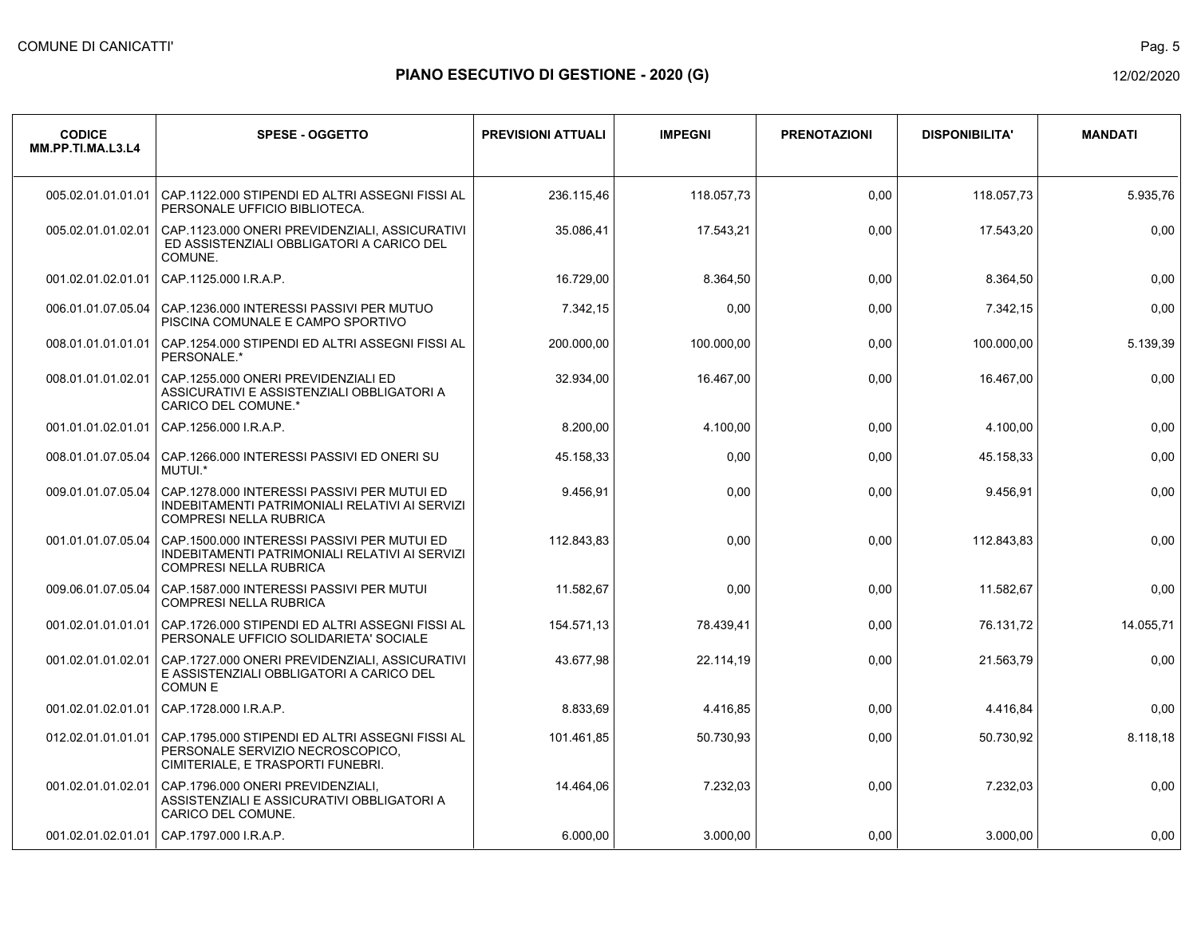# PIANO ESECUTIVO DI GESTIONE - 2020 (G)

| CODICE MM.PP.TI.MA.L3.L4 | SPESE - OGGETTO | PREVISIONI ATTUALI | IMPEGNI | PRENOTAZIONI | DISPONIBILITA' | MANDATI |
|---|---|---|---|---|---|---|
| 005.02.01.01.01.01 | CAP.1122.000 STIPENDI ED ALTRI ASSEGNI FISSI AL PERSONALE UFFICIO BIBLIOTECA. | 236.115,46 | 118.057,73 | 0,00 | 118.057,73 | 5.935,76 |
| 005.02.01.01.02.01 | CAP.1123.000 ONERI PREVIDENZIALI, ASSICURATIVI ED ASSISTENZIALI OBBLIGATORI A CARICO DEL COMUNE. | 35.086,41 | 17.543,21 | 0,00 | 17.543,20 | 0,00 |
| 001.02.01.02.01.01 | CAP.1125.000 I.R.A.P. | 16.729,00 | 8.364,50 | 0,00 | 8.364,50 | 0,00 |
| 006.01.01.07.05.04 | CAP.1236.000 INTERESSI PASSIVI PER MUTUO PISCINA COMUNALE E CAMPO SPORTIVO | 7.342,15 | 0,00 | 0,00 | 7.342,15 | 0,00 |
| 008.01.01.01.01.01 | CAP.1254.000 STIPENDI ED ALTRI ASSEGNI FISSI AL PERSONALE.* | 200.000,00 | 100.000,00 | 0,00 | 100.000,00 | 5.139,39 |
| 008.01.01.01.02.01 | CAP.1255.000 ONERI PREVIDENZIALI ED ASSICURATIVI E ASSISTENZIALI OBBLIGATORI A CARICO DEL COMUNE.* | 32.934,00 | 16.467,00 | 0,00 | 16.467,00 | 0,00 |
| 001.01.01.02.01.01 | CAP.1256.000 I.R.A.P. | 8.200,00 | 4.100,00 | 0,00 | 4.100,00 | 0,00 |
| 008.01.01.07.05.04 | CAP.1266.000 INTERESSI PASSIVI ED ONERI SU MUTUI.* | 45.158,33 | 0,00 | 0,00 | 45.158,33 | 0,00 |
| 009.01.01.07.05.04 | CAP.1278.000 INTERESSI PASSIVI PER MUTUI ED INDEBITAMENTI PATRIMONIALI RELATIVI AI SERVIZI COMPRESI NELLA RUBRICA | 9.456,91 | 0,00 | 0,00 | 9.456,91 | 0,00 |
| 001.01.01.07.05.04 | CAP.1500.000 INTERESSI PASSIVI PER MUTUI ED INDEBITAMENTI PATRIMONIALI RELATIVI AI SERVIZI COMPRESI NELLA RUBRICA | 112.843,83 | 0,00 | 0,00 | 112.843,83 | 0,00 |
| 009.06.01.07.05.04 | CAP.1587.000 INTERESSI PASSIVI PER MUTUI COMPRESI NELLA RUBRICA | 11.582,67 | 0,00 | 0,00 | 11.582,67 | 0,00 |
| 001.02.01.01.01.01 | CAP.1726.000 STIPENDI ED ALTRI ASSEGNI FISSI AL PERSONALE UFFICIO SOLIDARIETA' SOCIALE | 154.571,13 | 78.439,41 | 0,00 | 76.131,72 | 14.055,71 |
| 001.02.01.01.02.01 | CAP.1727.000 ONERI PREVIDENZIALI, ASSICURATIVI E ASSISTENZIALI OBBLIGATORI A CARICO DEL COMUN E | 43.677,98 | 22.114,19 | 0,00 | 21.563,79 | 0,00 |
| 001.02.01.02.01.01 | CAP.1728.000 I.R.A.P. | 8.833,69 | 4.416,85 | 0,00 | 4.416,84 | 0,00 |
| 012.02.01.01.01.01 | CAP.1795.000 STIPENDI ED ALTRI ASSEGNI FISSI AL PERSONALE SERVIZIO NECROSCOPICO, CIMITERIALE, E TRASPORTI FUNEBRI. | 101.461,85 | 50.730,93 | 0,00 | 50.730,92 | 8.118,18 |
| 001.02.01.01.02.01 | CAP.1796.000 ONERI PREVIDENZIALI, ASSISTENZIALI E ASSICURATIVI OBBLIGATORI A CARICO DEL COMUNE. | 14.464,06 | 7.232,03 | 0,00 | 7.232,03 | 0,00 |
| 001.02.01.02.01.01 | CAP.1797.000 I.R.A.P. | 6.000,00 | 3.000,00 | 0,00 | 3.000,00 | 0,00 |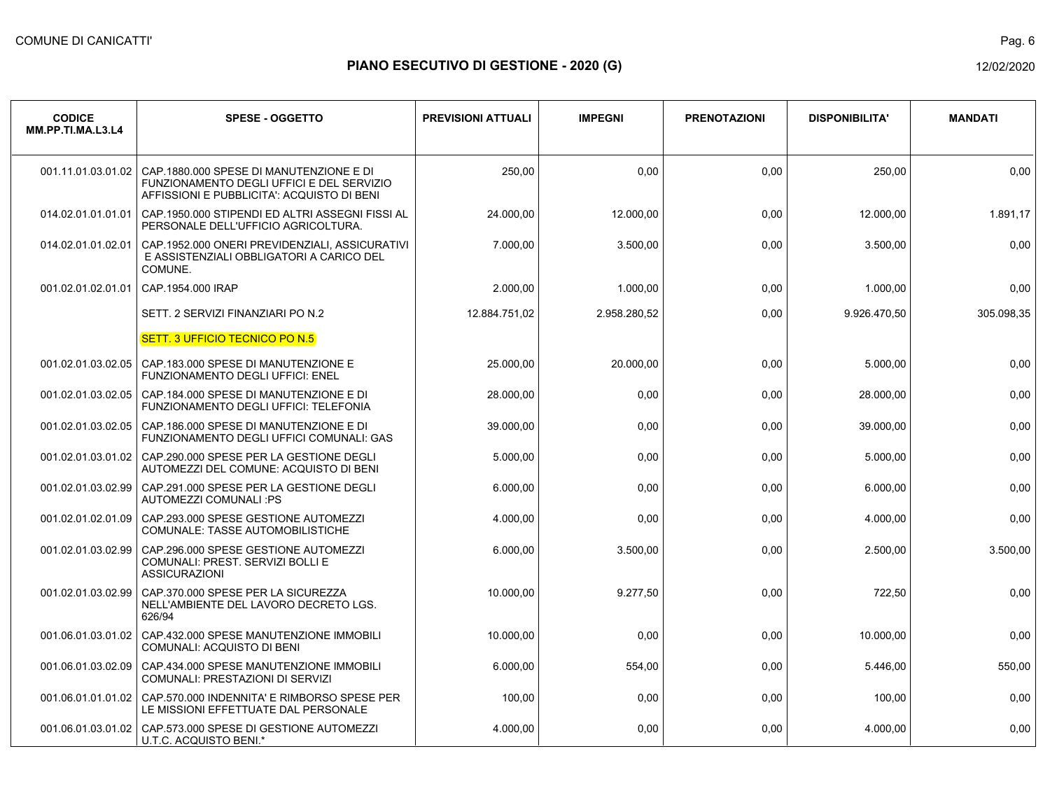PIANO ESECUTIVO DI GESTIONE - 2020 (G)

| CODICE MM.PP.TI.MA.L3.L4 | SPESE - OGGETTO | PREVISIONI ATTUALI | IMPEGNI | PRENOTAZIONI | DISPONIBILITA' | MANDATI |
|---|---|---|---|---|---|---|
| 001.11.01.03.01.02 | CAP.1880.000 SPESE DI MANUTENZIONE E DI FUNZIONAMENTO DEGLI UFFICI E DEL SERVIZIO AFFISSIONI E PUBBLICITA': ACQUISTO DI BENI | 250,00 | 0,00 | 0,00 | 250,00 | 0,00 |
| 014.02.01.01.01.01 | CAP.1950.000 STIPENDI ED ALTRI ASSEGNI FISSI AL PERSONALE DELL'UFFICIO AGRICOLTURA. | 24.000,00 | 12.000,00 | 0,00 | 12.000,00 | 1.891,17 |
| 014.02.01.01.02.01 | CAP.1952.000 ONERI PREVIDENZIALI, ASSICURATIVI E ASSISTENZIALI OBBLIGATORI A CARICO DEL COMUNE. | 7.000,00 | 3.500,00 | 0,00 | 3.500,00 | 0,00 |
| 001.02.01.02.01.01 | CAP.1954.000 IRAP | 2.000,00 | 1.000,00 | 0,00 | 1.000,00 | 0,00 |
| | SETT. 2 SERVIZI FINANZIARI PO N.2 | 12.884.751,02 | 2.958.280,52 | 0,00 | 9.926.470,50 | 305.098,35 |
| | SETT. 3 UFFICIO TECNICO PO N.5 | | | | | |
| 001.02.01.03.02.05 | CAP.183.000 SPESE DI MANUTENZIONE E FUNZIONAMENTO DEGLI UFFICI: ENEL | 25.000,00 | 20.000,00 | 0,00 | 5.000,00 | 0,00 |
| 001.02.01.03.02.05 | CAP.184.000 SPESE DI MANUTENZIONE E DI FUNZIONAMENTO DEGLI UFFICI: TELEFONIA | 28.000,00 | 0,00 | 0,00 | 28.000,00 | 0,00 |
| 001.02.01.03.02.05 | CAP.186.000 SPESE DI MANUTENZIONE E DI FUNZIONAMENTO DEGLI UFFICI COMUNALI: GAS | 39.000,00 | 0,00 | 0,00 | 39.000,00 | 0,00 |
| 001.02.01.03.01.02 | CAP.290.000 SPESE PER LA GESTIONE DEGLI AUTOMEZZI DEL COMUNE: ACQUISTO DI BENI | 5.000,00 | 0,00 | 0,00 | 5.000,00 | 0,00 |
| 001.02.01.03.02.99 | CAP.291.000 SPESE PER LA GESTIONE DEGLI AUTOMEZZI COMUNALI :PS | 6.000,00 | 0,00 | 0,00 | 6.000,00 | 0,00 |
| 001.02.01.02.01.09 | CAP.293.000 SPESE GESTIONE AUTOMEZZI COMUNALE: TASSE AUTOMOBILISTICHE | 4.000,00 | 0,00 | 0,00 | 4.000,00 | 0,00 |
| 001.02.01.03.02.99 | CAP.296.000 SPESE GESTIONE AUTOMEZZI COMUNALI: PREST. SERVIZI BOLLI E ASSICURAZIONI | 6.000,00 | 3.500,00 | 0,00 | 2.500,00 | 3.500,00 |
| 001.02.01.03.02.99 | CAP.370.000 SPESE PER LA SICUREZZA NELL'AMBIENTE DEL LAVORO DECRETO LGS. 626/94 | 10.000,00 | 9.277,50 | 0,00 | 722,50 | 0,00 |
| 001.06.01.03.01.02 | CAP.432.000 SPESE MANUTENZIONE IMMOBILI COMUNALI: ACQUISTO DI BENI | 10.000,00 | 0,00 | 0,00 | 10.000,00 | 0,00 |
| 001.06.01.03.02.09 | CAP.434.000 SPESE MANUTENZIONE IMMOBILI COMUNALI: PRESTAZIONI DI SERVIZI | 6.000,00 | 554,00 | 0,00 | 5.446,00 | 550,00 |
| 001.06.01.01.01.02 | CAP.570.000 INDENNITA' E RIMBORSO SPESE PER LE MISSIONI EFFETTUATE DAL PERSONALE | 100,00 | 0,00 | 0,00 | 100,00 | 0,00 |
| 001.06.01.03.01.02 | CAP.573.000 SPESE DI GESTIONE AUTOMEZZI U.T.C. ACQUISTO BENI.* | 4.000,00 | 0,00 | 0,00 | 4.000,00 | 0,00 |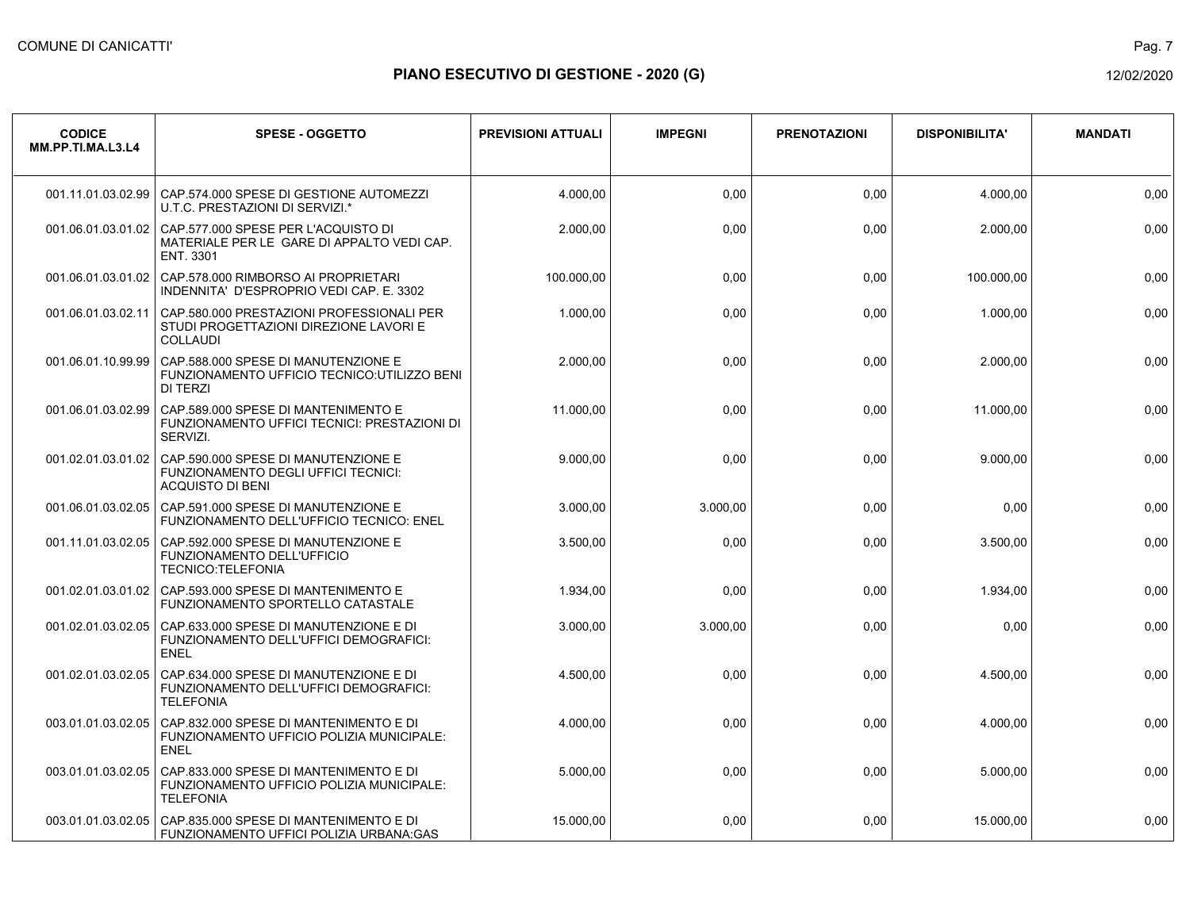| CODICE MM.PP.TI.MA.L3.L4 | SPESE - OGGETTO | PREVISIONI ATTUALI | IMPEGNI | PRENOTAZIONI | DISPONIBILITA' | MANDATI |
|---|---|---|---|---|---|---|
| 001.11.01.03.02.99 | CAP.574.000 SPESE DI GESTIONE AUTOMEZZI U.T.C. PRESTAZIONI DI SERVIZI.* | 4.000,00 | 0,00 | 0,00 | 4.000,00 | 0,00 |
| 001.06.01.03.01.02 | CAP.577.000 SPESE PER L'ACQUISTO DI MATERIALE PER LE GARE DI APPALTO VEDI CAP. ENT. 3301 | 2.000,00 | 0,00 | 0,00 | 2.000,00 | 0,00 |
| 001.06.01.03.01.02 | CAP.578.000 RIMBORSO AI PROPRIETARI INDENNITA' D'ESPROPRIO VEDI CAP. E. 3302 | 100.000,00 | 0,00 | 0,00 | 100.000,00 | 0,00 |
| 001.06.01.03.02.11 | CAP.580.000 PRESTAZIONI PROFESSIONALI PER STUDI PROGETTAZIONI DIREZIONE LAVORI E COLLAUDI | 1.000,00 | 0,00 | 0,00 | 1.000,00 | 0,00 |
| 001.06.01.10.99.99 | CAP.588.000 SPESE DI MANUTENZIONE E FUNZIONAMENTO UFFICIO TECNICO:UTILIZZO BENI DI TERZI | 2.000,00 | 0,00 | 0,00 | 2.000,00 | 0,00 |
| 001.06.01.03.02.99 | CAP.589.000 SPESE DI MANTENIMENTO E FUNZIONAMENTO UFFICI TECNICI: PRESTAZIONI DI SERVIZI. | 11.000,00 | 0,00 | 0,00 | 11.000,00 | 0,00 |
| 001.02.01.03.01.02 | CAP.590.000 SPESE DI MANUTENZIONE E FUNZIONAMENTO DEGLI UFFICI TECNICI: ACQUISTO DI BENI | 9.000,00 | 0,00 | 0,00 | 9.000,00 | 0,00 |
| 001.06.01.03.02.05 | CAP.591.000 SPESE DI MANUTENZIONE E FUNZIONAMENTO DELL'UFFICIO TECNICO: ENEL | 3.000,00 | 3.000,00 | 0,00 | 0,00 | 0,00 |
| 001.11.01.03.02.05 | CAP.592.000 SPESE DI MANUTENZIONE E FUNZIONAMENTO DELL'UFFICIO TECNICO:TELEFONIA | 3.500,00 | 0,00 | 0,00 | 3.500,00 | 0,00 |
| 001.02.01.03.01.02 | CAP.593.000 SPESE DI MANTENIMENTO E FUNZIONAMENTO SPORTELLO CATASTALE | 1.934,00 | 0,00 | 0,00 | 1.934,00 | 0,00 |
| 001.02.01.03.02.05 | CAP.633.000 SPESE DI MANUTENZIONE E DI FUNZIONAMENTO DELL'UFFICI DEMOGRAFICI: ENEL | 3.000,00 | 3.000,00 | 0,00 | 0,00 | 0,00 |
| 001.02.01.03.02.05 | CAP.634.000 SPESE DI MANUTENZIONE E DI FUNZIONAMENTO DELL'UFFICI DEMOGRAFICI: TELEFONIA | 4.500,00 | 0,00 | 0,00 | 4.500,00 | 0,00 |
| 003.01.01.03.02.05 | CAP.832.000 SPESE DI MANTENIMENTO E DI FUNZIONAMENTO UFFICIO POLIZIA MUNICIPALE: ENEL | 4.000,00 | 0,00 | 0,00 | 4.000,00 | 0,00 |
| 003.01.01.03.02.05 | CAP.833.000 SPESE DI MANTENIMENTO E DI FUNZIONAMENTO UFFICIO POLIZIA MUNICIPALE: TELEFONIA | 5.000,00 | 0,00 | 0,00 | 5.000,00 | 0,00 |
| 003.01.01.03.02.05 | CAP.835.000 SPESE DI MANTENIMENTO E DI FUNZIONAMENTO UFFICI POLIZIA URBANA:GAS | 15.000,00 | 0,00 | 0,00 | 15.000,00 | 0,00 |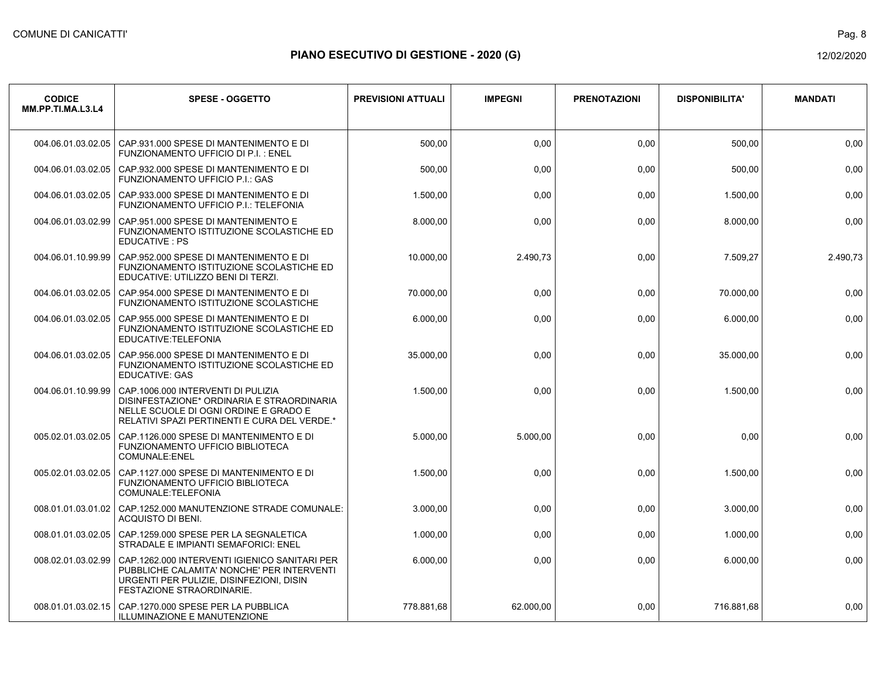| CODICE MM.PP.TI.MA.L3.L4 | SPESE - OGGETTO | PREVISIONI ATTUALI | IMPEGNI | PRENOTAZIONI | DISPONIBILITA' | MANDATI |
|---|---|---|---|---|---|---|
| 004.06.01.03.02.05 | CAP.931.000 SPESE DI MANTENIMENTO E DI FUNZIONAMENTO UFFICIO DI P.I. : ENEL | 500,00 | 0,00 | 0,00 | 500,00 | 0,00 |
| 004.06.01.03.02.05 | CAP.932.000 SPESE DI MANTENIMENTO E DI FUNZIONAMENTO UFFICIO P.I.: GAS | 500,00 | 0,00 | 0,00 | 500,00 | 0,00 |
| 004.06.01.03.02.05 | CAP.933.000 SPESE DI MANTENIMENTO E DI FUNZIONAMENTO UFFICIO P.I.: TELEFONIA | 1.500,00 | 0,00 | 0,00 | 1.500,00 | 0,00 |
| 004.06.01.03.02.99 | CAP.951.000 SPESE DI MANTENIMENTO E FUNZIONAMENTO ISTITUZIONE SCOLASTICHE ED EDUCATIVE : PS | 8.000,00 | 0,00 | 0,00 | 8.000,00 | 0,00 |
| 004.06.01.10.99.99 | CAP.952.000 SPESE DI MANTENIMENTO E DI FUNZIONAMENTO ISTITUZIONE SCOLASTICHE ED EDUCATIVE: UTILIZZO BENI DI TERZI. | 10.000,00 | 2.490,73 | 0,00 | 7.509,27 | 2.490,73 |
| 004.06.01.03.02.05 | CAP.954.000 SPESE DI MANTENIMENTO E DI FUNZIONAMENTO ISTITUZIONE SCOLASTICHE | 70.000,00 | 0,00 | 0,00 | 70.000,00 | 0,00 |
| 004.06.01.03.02.05 | CAP.955.000 SPESE DI MANTENIMENTO E DI FUNZIONAMENTO ISTITUZIONE SCOLASTICHE ED EDUCATIVE:TELEFONIA | 6.000,00 | 0,00 | 0,00 | 6.000,00 | 0,00 |
| 004.06.01.03.02.05 | CAP.956.000 SPESE DI MANTENIMENTO E DI FUNZIONAMENTO ISTITUZIONE SCOLASTICHE ED EDUCATIVE: GAS | 35.000,00 | 0,00 | 0,00 | 35.000,00 | 0,00 |
| 004.06.01.10.99.99 | CAP.1006.000 INTERVENTI DI PULIZIA DISINFESTAZIONE* ORDINARIA E STRAORDINARIA NELLE SCUOLE DI OGNI ORDINE E GRADO E RELATIVI SPAZI PERTINENTI E CURA DEL VERDE.* | 1.500,00 | 0,00 | 0,00 | 1.500,00 | 0,00 |
| 005.02.01.03.02.05 | CAP.1126.000 SPESE DI MANTENIMENTO E DI FUNZIONAMENTO UFFICIO BIBLIOTECA COMUNALE:ENEL | 5.000,00 | 5.000,00 | 0,00 | 0,00 | 0,00 |
| 005.02.01.03.02.05 | CAP.1127.000 SPESE DI MANTENIMENTO E DI FUNZIONAMENTO UFFICIO BIBLIOTECA COMUNALE:TELEFONIA | 1.500,00 | 0,00 | 0,00 | 1.500,00 | 0,00 |
| 008.01.01.03.01.02 | CAP.1252.000 MANUTENZIONE STRADE COMUNALE: ACQUISTO DI BENI. | 3.000,00 | 0,00 | 0,00 | 3.000,00 | 0,00 |
| 008.01.01.03.02.05 | CAP.1259.000 SPESE PER LA SEGNALETICA STRADALE E IMPIANTI SEMAFORICI: ENEL | 1.000,00 | 0,00 | 0,00 | 1.000,00 | 0,00 |
| 008.02.01.03.02.99 | CAP.1262.000 INTERVENTI IGIENICO SANITARI PER PUBBLICHE CALAMITA' NONCHE' PER INTERVENTI URGENTI PER PULIZIE, DISINFEZIONI, DISIN FESTAZIONE STRAORDINARIE. | 6.000,00 | 0,00 | 0,00 | 6.000,00 | 0,00 |
| 008.01.01.03.02.15 | CAP.1270.000 SPESE PER LA PUBBLICA ILLUMINAZIONE E MANUTENZIONE | 778.881,68 | 62.000,00 | 0,00 | 716.881,68 | 0,00 |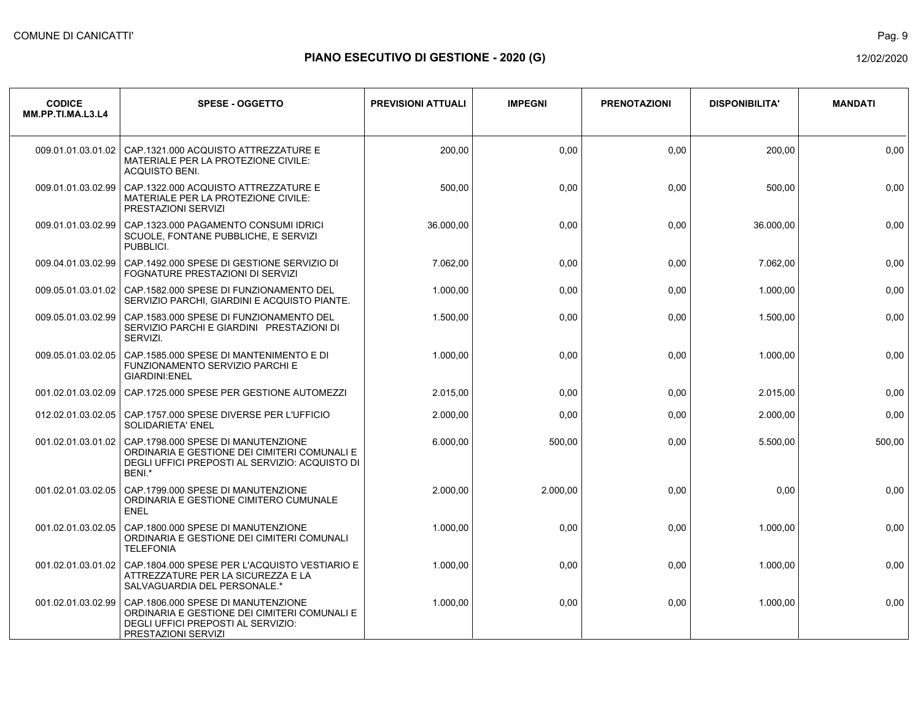# PIANO ESECUTIVO DI GESTIONE - 2020 (G)

| CODICE MM.PP.TI.MA.L3.L4 | SPESE - OGGETTO | PREVISIONI ATTUALI | IMPEGNI | PRENOTAZIONI | DISPONIBILITA' | MANDATI |
|---|---|---|---|---|---|---|
| 009.01.01.03.01.02 | CAP.1321.000 ACQUISTO ATTREZZATURE E MATERIALE PER LA PROTEZIONE CIVILE: ACQUISTO BENI. | 200,00 | 0,00 | 0,00 | 200,00 | 0,00 |
| 009.01.01.03.02.99 | CAP.1322.000 ACQUISTO ATTREZZATURE E MATERIALE PER LA PROTEZIONE CIVILE: PRESTAZIONI SERVIZI | 500,00 | 0,00 | 0,00 | 500,00 | 0,00 |
| 009.01.01.03.02.99 | CAP.1323.000 PAGAMENTO CONSUMI IDRICI SCUOLE, FONTANE PUBBLICHE, E SERVIZI PUBBLICI. | 36.000,00 | 0,00 | 0,00 | 36.000,00 | 0,00 |
| 009.04.01.03.02.99 | CAP.1492.000 SPESE DI GESTIONE SERVIZIO DI FOGNATURE PRESTAZIONI DI SERVIZI | 7.062,00 | 0,00 | 0,00 | 7.062,00 | 0,00 |
| 009.05.01.03.01.02 | CAP.1582.000 SPESE DI FUNZIONAMENTO DEL SERVIZIO PARCHI, GIARDINI E ACQUISTO PIANTE. | 1.000,00 | 0,00 | 0,00 | 1.000,00 | 0,00 |
| 009.05.01.03.02.99 | CAP.1583.000 SPESE DI FUNZIONAMENTO DEL SERVIZIO PARCHI E GIARDINI PRESTAZIONI DI SERVIZI. | 1.500,00 | 0,00 | 0,00 | 1.500,00 | 0,00 |
| 009.05.01.03.02.05 | CAP.1585.000 SPESE DI MANTENIMENTO E DI FUNZIONAMENTO SERVIZIO PARCHI E GIARDINI:ENEL | 1.000,00 | 0,00 | 0,00 | 1.000,00 | 0,00 |
| 001.02.01.03.02.09 | CAP.1725.000 SPESE PER GESTIONE AUTOMEZZI | 2.015,00 | 0,00 | 0,00 | 2.015,00 | 0,00 |
| 012.02.01.03.02.05 | CAP.1757.000 SPESE DIVERSE PER L'UFFICIO SOLIDARIETA' ENEL | 2.000,00 | 0,00 | 0,00 | 2.000,00 | 0,00 |
| 001.02.01.03.01.02 | CAP.1798.000 SPESE DI MANUTENZIONE ORDINARIA E GESTIONE DEI CIMITERI COMUNALI E DEGLI UFFICI PREPOSTI AL SERVIZIO: ACQUISTO DI BENI.* | 6.000,00 | 500,00 | 0,00 | 5.500,00 | 500,00 |
| 001.02.01.03.02.05 | CAP.1799.000 SPESE DI MANUTENZIONE ORDINARIA E GESTIONE CIMITERO CUMUNALE ENEL | 2.000,00 | 2.000,00 | 0,00 | 0,00 | 0,00 |
| 001.02.01.03.02.05 | CAP.1800.000 SPESE DI MANUTENZIONE ORDINARIA E GESTIONE DEI CIMITERI COMUNALI TELEFONIA | 1.000,00 | 0,00 | 0,00 | 1.000,00 | 0,00 |
| 001.02.01.03.01.02 | CAP.1804.000 SPESE PER L'ACQUISTO VESTIARIO E ATTREZZATURE PER LA SICUREZZA E LA SALVAGUARDIA DEL PERSONALE.* | 1.000,00 | 0,00 | 0,00 | 1.000,00 | 0,00 |
| 001.02.01.03.02.99 | CAP.1806.000 SPESE DI MANUTENZIONE ORDINARIA E GESTIONE DEI CIMITERI COMUNALI E DEGLI UFFICI PREPOSTI AL SERVIZIO: PRESTAZIONI SERVIZI | 1.000,00 | 0,00 | 0,00 | 1.000,00 | 0,00 |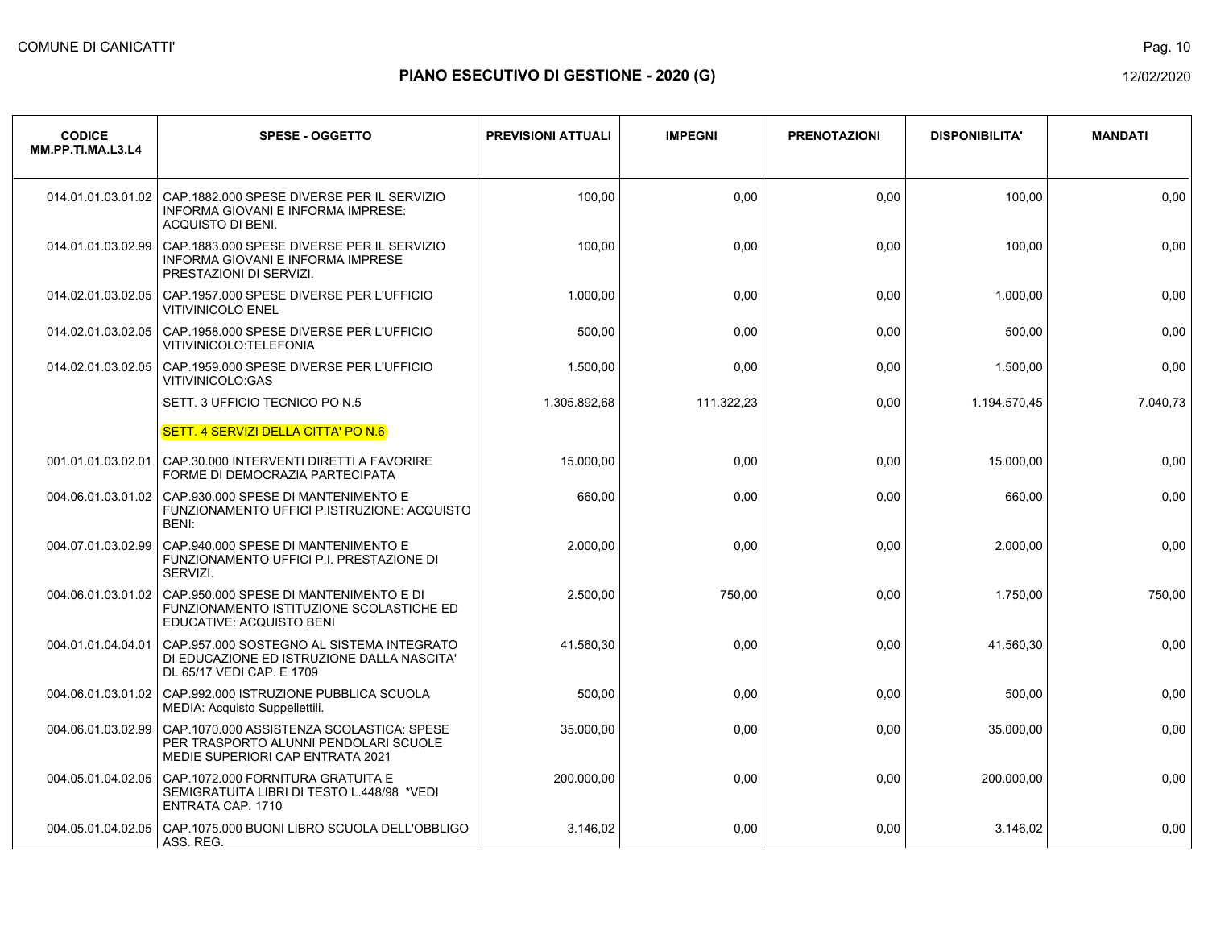## PIANO ESECUTIVO DI GESTIONE - 2020 (G)

| CODICE MM.PP.TI.MA.L3.L4 | SPESE - OGGETTO | PREVISIONI ATTUALI | IMPEGNI | PRENOTAZIONI | DISPONIBILITA' | MANDATI |
|---|---|---|---|---|---|---|
| 014.01.01.03.01.02 | CAP.1882.000 SPESE DIVERSE PER IL SERVIZIO INFORMA GIOVANI E INFORMA IMPRESE: ACQUISTO DI BENI. | 100,00 | 0,00 | 0,00 | 100,00 | 0,00 |
| 014.01.01.03.02.99 | CAP.1883.000 SPESE DIVERSE PER IL SERVIZIO INFORMA GIOVANI E INFORMA IMPRESE PRESTAZIONI DI SERVIZI. | 100,00 | 0,00 | 0,00 | 100,00 | 0,00 |
| 014.02.01.03.02.05 | CAP.1957.000 SPESE DIVERSE PER L'UFFICIO VITIVINICOLO ENEL | 1.000,00 | 0,00 | 0,00 | 1.000,00 | 0,00 |
| 014.02.01.03.02.05 | CAP.1958.000 SPESE DIVERSE PER L'UFFICIO VITIVINICOLO:TELEFONIA | 500,00 | 0,00 | 0,00 | 500,00 | 0,00 |
| 014.02.01.03.02.05 | CAP.1959.000 SPESE DIVERSE PER L'UFFICIO VITIVINICOLO:GAS | 1.500,00 | 0,00 | 0,00 | 1.500,00 | 0,00 |
| | SETT. 3 UFFICIO TECNICO PO N.5 | 1.305.892,68 | 111.322,23 | 0,00 | 1.194.570,45 | 7.040,73 |
| | SETT. 4 SERVIZI DELLA CITTA' PO N.6 | | | | | |
| 001.01.01.03.02.01 | CAP.30.000 INTERVENTI DIRETTI A FAVORIRE FORME DI DEMOCRAZIA PARTECIPATA | 15.000,00 | 0,00 | 0,00 | 15.000,00 | 0,00 |
| 004.06.01.03.01.02 | CAP.930.000 SPESE DI MANTENIMENTO E FUNZIONAMENTO UFFICI P.ISTRUZIONE: ACQUISTO BENI: | 660,00 | 0,00 | 0,00 | 660,00 | 0,00 |
| 004.07.01.03.02.99 | CAP.940.000 SPESE DI MANTENIMENTO E FUNZIONAMENTO UFFICI P.I. PRESTAZIONE DI SERVIZI. | 2.000,00 | 0,00 | 0,00 | 2.000,00 | 0,00 |
| 004.06.01.03.01.02 | CAP.950.000 SPESE DI MANTENIMENTO E DI FUNZIONAMENTO ISTITUZIONE SCOLASTICHE ED EDUCATIVE: ACQUISTO BENI | 2.500,00 | 750,00 | 0,00 | 1.750,00 | 750,00 |
| 004.01.01.04.04.01 | CAP.957.000 SOSTEGNO AL SISTEMA INTEGRATO DI EDUCAZIONE ED ISTRUZIONE DALLA NASCITA' DL 65/17 VEDI CAP. E 1709 | 41.560,30 | 0,00 | 0,00 | 41.560,30 | 0,00 |
| 004.06.01.03.01.02 | CAP.992.000 ISTRUZIONE PUBBLICA SCUOLA MEDIA: Acquisto Suppellettili. | 500,00 | 0,00 | 0,00 | 500,00 | 0,00 |
| 004.06.01.03.02.99 | CAP.1070.000 ASSISTENZA SCOLASTICA: SPESE PER TRASPORTO ALUNNI PENDOLARI SCUOLE MEDIE SUPERIORI CAP ENTRATA 2021 | 35.000,00 | 0,00 | 0,00 | 35.000,00 | 0,00 |
| 004.05.01.04.02.05 | CAP.1072.000 FORNITURA GRATUITA E SEMIGRATUITA LIBRI DI TESTO L.448/98 *VEDI ENTRATA CAP. 1710 | 200.000,00 | 0,00 | 0,00 | 200.000,00 | 0,00 |
| 004.05.01.04.02.05 | CAP.1075.000 BUONI LIBRO SCUOLA DELL'OBBLIGO ASS. REG. | 3.146,02 | 0,00 | 0,00 | 3.146,02 | 0,00 |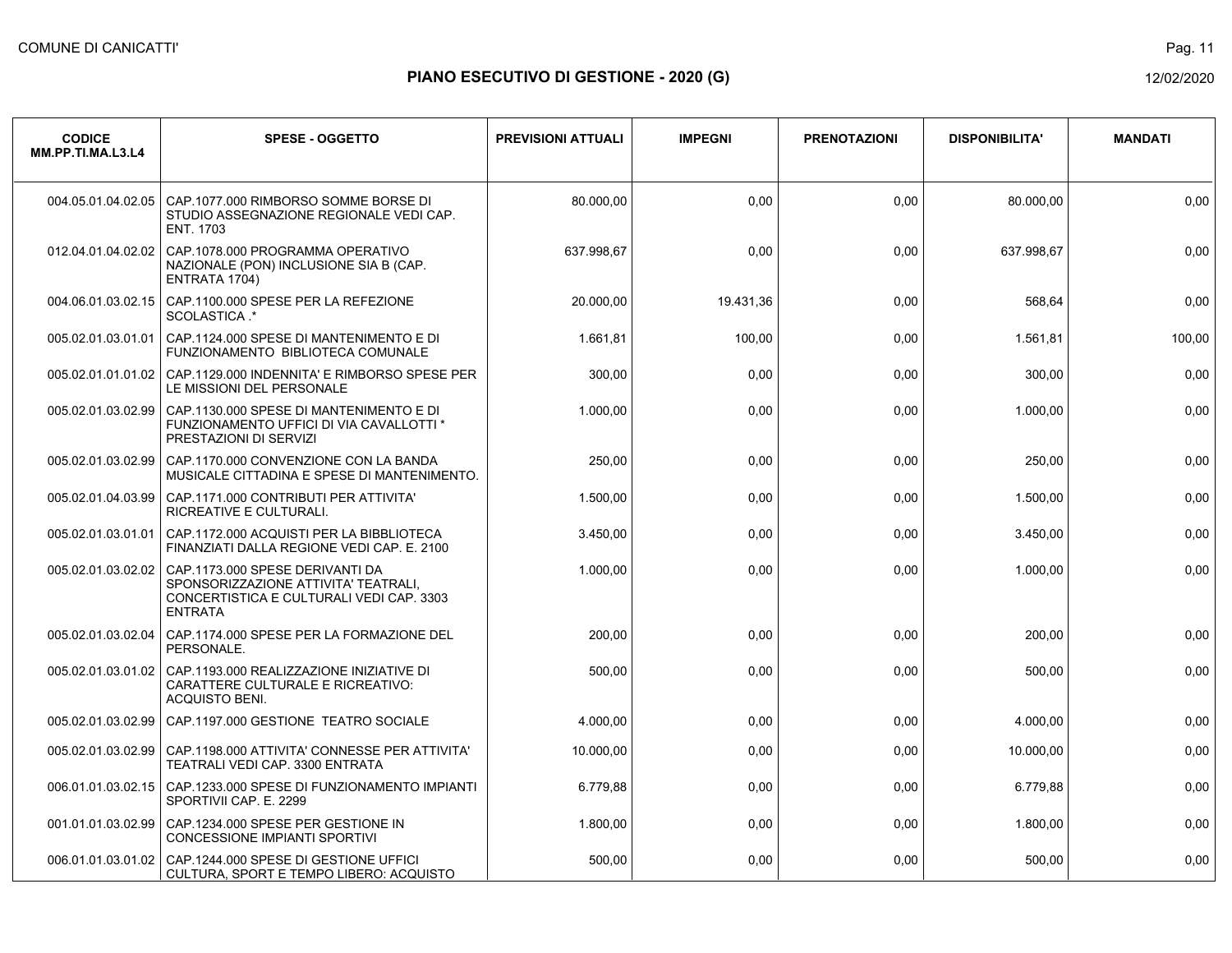| CODICE MM.PP.TI.MA.L3.L4 | SPESE - OGGETTO | PREVISIONI ATTUALI | IMPEGNI | PRENOTAZIONI | DISPONIBILITA' | MANDATI |
|---|---|---|---|---|---|---|
| 004.05.01.04.02.05 | CAP.1077.000 RIMBORSO SOMME BORSE DI STUDIO ASSEGNAZIONE REGIONALE VEDI CAP. ENT. 1703 | 80.000,00 | 0,00 | 0,00 | 80.000,00 | 0,00 |
| 012.04.01.04.02.02 | CAP.1078.000 PROGRAMMA OPERATIVO NAZIONALE (PON) INCLUSIONE SIA B (CAP. ENTRATA 1704) | 637.998,67 | 0,00 | 0,00 | 637.998,67 | 0,00 |
| 004.06.01.03.02.15 | CAP.1100.000 SPESE PER LA REFEZIONE SCOLASTICA .* | 20.000,00 | 19.431,36 | 0,00 | 568,64 | 0,00 |
| 005.02.01.03.01.01 | CAP.1124.000 SPESE DI MANTENIMENTO E DI FUNZIONAMENTO BIBLIOTECA COMUNALE | 1.661,81 | 100,00 | 0,00 | 1.561,81 | 100,00 |
| 005.02.01.01.01.02 | CAP.1129.000 INDENNITA' E RIMBORSO SPESE PER LE MISSIONI DEL PERSONALE | 300,00 | 0,00 | 0,00 | 300,00 | 0,00 |
| 005.02.01.03.02.99 | CAP.1130.000 SPESE DI MANTENIMENTO E DI FUNZIONAMENTO UFFICI DI VIA CAVALLOTTI * PRESTAZIONI DI SERVIZI | 1.000,00 | 0,00 | 0,00 | 1.000,00 | 0,00 |
| 005.02.01.03.02.99 | CAP.1170.000 CONVENZIONE CON LA BANDA MUSICALE CITTADINA E SPESE DI MANTENIMENTO. | 250,00 | 0,00 | 0,00 | 250,00 | 0,00 |
| 005.02.01.04.03.99 | CAP.1171.000 CONTRIBUTI PER ATTIVITA' RICREATIVE E CULTURALI. | 1.500,00 | 0,00 | 0,00 | 1.500,00 | 0,00 |
| 005.02.01.03.01.01 | CAP.1172.000 ACQUISTI PER LA BIBBLIOTECA FINANZIATI DALLA REGIONE VEDI CAP. E. 2100 | 3.450,00 | 0,00 | 0,00 | 3.450,00 | 0,00 |
| 005.02.01.03.02.02 | CAP.1173.000 SPESE DERIVANTI DA SPONSORIZZAZIONE ATTIVITA' TEATRALI, CONCERTISTICA E CULTURALI VEDI CAP. 3303 ENTRATA | 1.000,00 | 0,00 | 0,00 | 1.000,00 | 0,00 |
| 005.02.01.03.02.04 | CAP.1174.000 SPESE PER LA FORMAZIONE DEL PERSONALE. | 200,00 | 0,00 | 0,00 | 200,00 | 0,00 |
| 005.02.01.03.01.02 | CAP.1193.000 REALIZZAZIONE INIZIATIVE DI CARATTERE CULTURALE E RICREATIVO: ACQUISTO BENI. | 500,00 | 0,00 | 0,00 | 500,00 | 0,00 |
| 005.02.01.03.02.99 | CAP.1197.000 GESTIONE TEATRO SOCIALE | 4.000,00 | 0,00 | 0,00 | 4.000,00 | 0,00 |
| 005.02.01.03.02.99 | CAP.1198.000 ATTIVITA' CONNESSE PER ATTIVITA' TEATRALI VEDI CAP. 3300 ENTRATA | 10.000,00 | 0,00 | 0,00 | 10.000,00 | 0,00 |
| 006.01.01.03.02.15 | CAP.1233.000 SPESE DI FUNZIONAMENTO IMPIANTI SPORTIVII CAP. E. 2299 | 6.779,88 | 0,00 | 0,00 | 6.779,88 | 0,00 |
| 001.01.01.03.02.99 | CAP.1234.000 SPESE PER GESTIONE IN CONCESSIONE IMPIANTI SPORTIVI | 1.800,00 | 0,00 | 0,00 | 1.800,00 | 0,00 |
| 006.01.01.03.01.02 | CAP.1244.000 SPESE DI GESTIONE UFFICI CULTURA, SPORT E TEMPO LIBERO: ACQUISTO | 500,00 | 0,00 | 0,00 | 500,00 | 0,00 |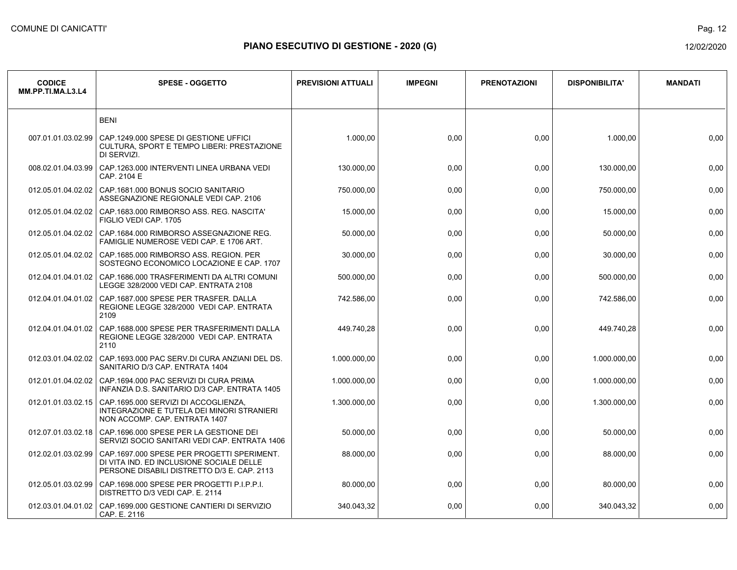# PIANO ESECUTIVO DI GESTIONE - 2020 (G)

| CODICE MM.PP.TI.MA.L3.L4 | SPESE - OGGETTO | PREVISIONI ATTUALI | IMPEGNI | PRENOTAZIONI | DISPONIBILITA' | MANDATI |
|---|---|---|---|---|---|---|
| | BENI | | | | | |
| 007.01.01.03.02.99 | CAP.1249.000 SPESE DI GESTIONE UFFICI CULTURA, SPORT E TEMPO LIBERI: PRESTAZIONE DI SERVIZI. | 1.000,00 | 0,00 | 0,00 | 1.000,00 | 0,00 |
| 008.02.01.04.03.99 | CAP.1263.000 INTERVENTI LINEA URBANA VEDI CAP. 2104 E | 130.000,00 | 0,00 | 0,00 | 130.000,00 | 0,00 |
| 012.05.01.04.02.02 | CAP.1681.000 BONUS SOCIO SANITARIO ASSEGNAZIONE REGIONALE VEDI CAP. 2106 | 750.000,00 | 0,00 | 0,00 | 750.000,00 | 0,00 |
| 012.05.01.04.02.02 | CAP.1683.000 RIMBORSO ASS. REG. NASCITA' FIGLIO VEDI CAP. 1705 | 15.000,00 | 0,00 | 0,00 | 15.000,00 | 0,00 |
| 012.05.01.04.02.02 | CAP.1684.000 RIMBORSO ASSEGNAZIONE REG. FAMIGLIE NUMEROSE VEDI CAP. E 1706 ART. | 50.000,00 | 0,00 | 0,00 | 50.000,00 | 0,00 |
| 012.05.01.04.02.02 | CAP.1685.000 RIMBORSO ASS. REGION. PER SOSTEGNO ECONOMICO LOCAZIONE E CAP. 1707 | 30.000,00 | 0,00 | 0,00 | 30.000,00 | 0,00 |
| 012.04.01.04.01.02 | CAP.1686.000 TRASFERIMENTI DA ALTRI COMUNI LEGGE 328/2000 VEDI CAP. ENTRATA 2108 | 500.000,00 | 0,00 | 0,00 | 500.000,00 | 0,00 |
| 012.04.01.04.01.02 | CAP.1687.000 SPESE PER TRASFER. DALLA REGIONE LEGGE 328/2000 VEDI CAP. ENTRATA 2109 | 742.586,00 | 0,00 | 0,00 | 742.586,00 | 0,00 |
| 012.04.01.04.01.02 | CAP.1688.000 SPESE PER TRASFERIMENTI DALLA REGIONE LEGGE 328/2000 VEDI CAP. ENTRATA 2110 | 449.740,28 | 0,00 | 0,00 | 449.740,28 | 0,00 |
| 012.03.01.04.02.02 | CAP.1693.000 PAC SERV.DI CURA ANZIANI DEL DS. SANITARIO D/3 CAP. ENTRATA 1404 | 1.000.000,00 | 0,00 | 0,00 | 1.000.000,00 | 0,00 |
| 012.01.01.04.02.02 | CAP.1694.000 PAC SERVIZI DI CURA PRIMA INFANZIA D.S. SANITARIO D/3 CAP. ENTRATA 1405 | 1.000.000,00 | 0,00 | 0,00 | 1.000.000,00 | 0,00 |
| 012.01.01.03.02.15 | CAP.1695.000 SERVIZI DI ACCOGLIENZA, INTEGRAZIONE E TUTELA DEI MINORI STRANIERI NON ACCOMP. CAP. ENTRATA 1407 | 1.300.000,00 | 0,00 | 0,00 | 1.300.000,00 | 0,00 |
| 012.07.01.03.02.18 | CAP.1696.000 SPESE PER LA GESTIONE DEI SERVIZI SOCIO SANITARI VEDI CAP. ENTRATA 1406 | 50.000,00 | 0,00 | 0,00 | 50.000,00 | 0,00 |
| 012.02.01.03.02.99 | CAP.1697.000 SPESE PER PROGETTI SPERIMENT. DI VITA IND. ED INCLUSIONE SOCIALE DELLE PERSONE DISABILI DISTRETTO D/3 E. CAP. 2113 | 88.000,00 | 0,00 | 0,00 | 88.000,00 | 0,00 |
| 012.05.01.03.02.99 | CAP.1698.000 SPESE PER PROGETTI P.I.P.P.I. DISTRETTO D/3 VEDI CAP. E. 2114 | 80.000,00 | 0,00 | 0,00 | 80.000,00 | 0,00 |
| 012.03.01.04.01.02 | CAP.1699.000 GESTIONE CANTIERI DI SERVIZIO CAP. E. 2116 | 340.043,32 | 0,00 | 0,00 | 340.043,32 | 0,00 |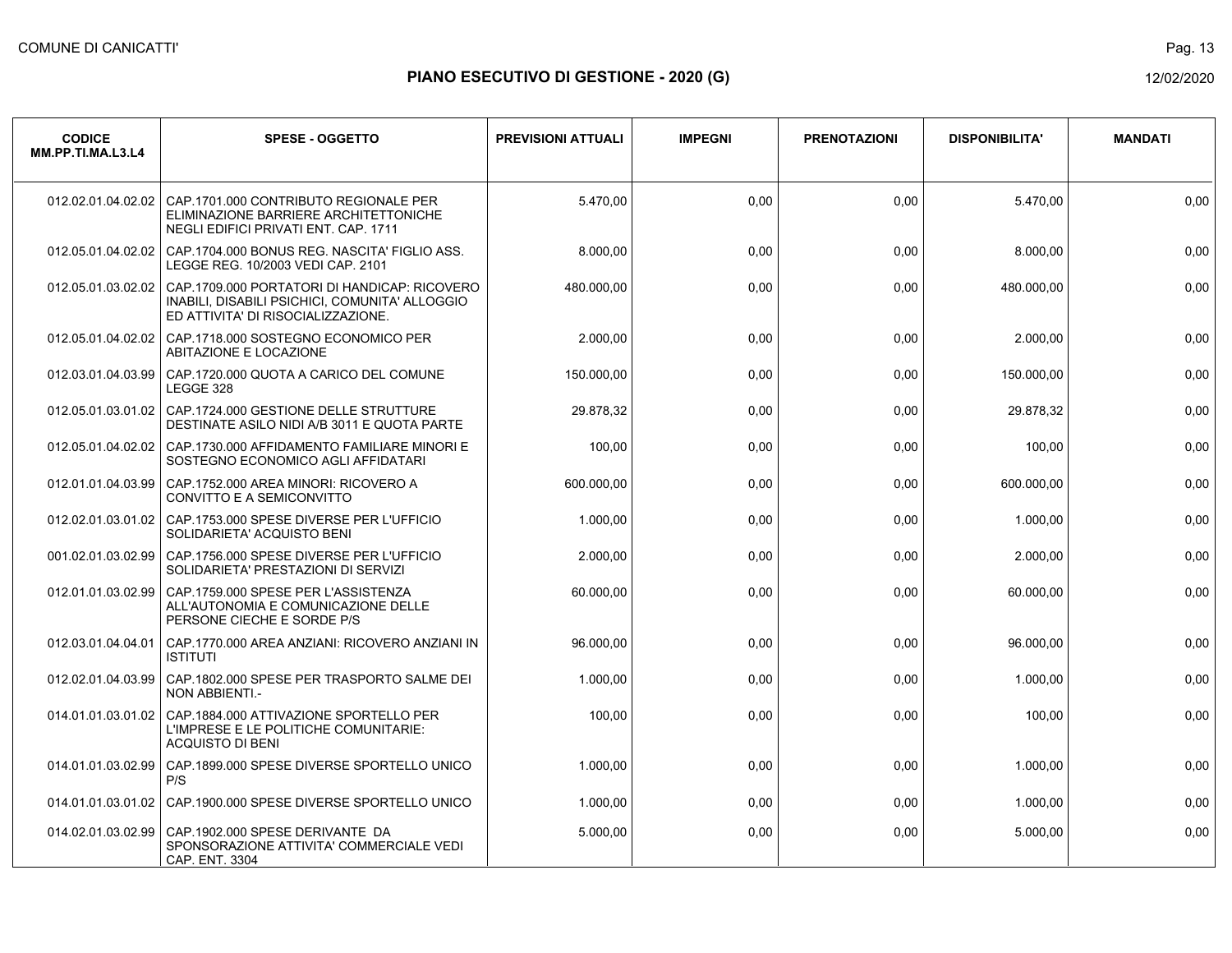| CODICE MM.PP.TI.MA.L3.L4 | SPESE - OGGETTO | PREVISIONI ATTUALI | IMPEGNI | PRENOTAZIONI | DISPONIBILITA' | MANDATI |
|---|---|---|---|---|---|---|
| 012.02.01.04.02.02 | CAP.1701.000 CONTRIBUTO REGIONALE PER ELIMINAZIONE BARRIERE ARCHITETTONICHE NEGLI EDIFICI PRIVATI ENT. CAP. 1711 | 5.470,00 | 0,00 | 0,00 | 5.470,00 | 0,00 |
| 012.05.01.04.02.02 | CAP.1704.000 BONUS REG. NASCITA' FIGLIO ASS. LEGGE REG. 10/2003 VEDI CAP. 2101 | 8.000,00 | 0,00 | 0,00 | 8.000,00 | 0,00 |
| 012.05.01.03.02.02 | CAP.1709.000 PORTATORI DI HANDICAP: RICOVERO INABILI, DISABILI PSICHICI, COMUNITA' ALLOGGIO ED ATTIVITA' DI RISOCIALIZZAZIONE. | 480.000,00 | 0,00 | 0,00 | 480.000,00 | 0,00 |
| 012.05.01.04.02.02 | CAP.1718.000 SOSTEGNO ECONOMICO PER ABITAZIONE E LOCAZIONE | 2.000,00 | 0,00 | 0,00 | 2.000,00 | 0,00 |
| 012.03.01.04.03.99 | CAP.1720.000 QUOTA A CARICO DEL COMUNE LEGGE 328 | 150.000,00 | 0,00 | 0,00 | 150.000,00 | 0,00 |
| 012.05.01.03.01.02 | CAP.1724.000 GESTIONE DELLE STRUTTURE DESTINATE ASILO NIDI A/B 3011 E QUOTA PARTE | 29.878,32 | 0,00 | 0,00 | 29.878,32 | 0,00 |
| 012.05.01.04.02.02 | CAP.1730.000 AFFIDAMENTO FAMILIARE MINORI E SOSTEGNO ECONOMICO AGLI AFFIDATARI | 100,00 | 0,00 | 0,00 | 100,00 | 0,00 |
| 012.01.01.04.03.99 | CAP.1752.000 AREA MINORI: RICOVERO A CONVITTO E A SEMICONVITTO | 600.000,00 | 0,00 | 0,00 | 600.000,00 | 0,00 |
| 012.02.01.03.01.02 | CAP.1753.000 SPESE DIVERSE PER L'UFFICIO SOLIDARIETA' ACQUISTO BENI | 1.000,00 | 0,00 | 0,00 | 1.000,00 | 0,00 |
| 001.02.01.03.02.99 | CAP.1756.000 SPESE DIVERSE PER L'UFFICIO SOLIDARIETA' PRESTAZIONI DI SERVIZI | 2.000,00 | 0,00 | 0,00 | 2.000,00 | 0,00 |
| 012.01.01.03.02.99 | CAP.1759.000 SPESE PER L'ASSISTENZA ALL'AUTONOMIA E COMUNICAZIONE DELLE PERSONE CIECHE E SORDE P/S | 60.000,00 | 0,00 | 0,00 | 60.000,00 | 0,00 |
| 012.03.01.04.04.01 | CAP.1770.000 AREA ANZIANI: RICOVERO ANZIANI IN ISTITUTI | 96.000,00 | 0,00 | 0,00 | 96.000,00 | 0,00 |
| 012.02.01.04.03.99 | CAP.1802.000 SPESE PER TRASPORTO SALME DEI NON ABBIENTI.- | 1.000,00 | 0,00 | 0,00 | 1.000,00 | 0,00 |
| 014.01.01.03.01.02 | CAP.1884.000 ATTIVAZIONE SPORTELLO PER L'IMPRESE E LE POLITICHE COMUNITARIE: ACQUISTO DI BENI | 100,00 | 0,00 | 0,00 | 100,00 | 0,00 |
| 014.01.01.03.02.99 | CAP.1899.000 SPESE DIVERSE SPORTELLO UNICO P/S | 1.000,00 | 0,00 | 0,00 | 1.000,00 | 0,00 |
| 014.01.01.03.01.02 | CAP.1900.000 SPESE DIVERSE SPORTELLO UNICO | 1.000,00 | 0,00 | 0,00 | 1.000,00 | 0,00 |
| 014.02.01.03.02.99 | CAP.1902.000 SPESE DERIVANTE DA SPONSORAZIONE ATTIVITA' COMMERCIALE VEDI CAP. ENT. 3304 | 5.000,00 | 0,00 | 0,00 | 5.000,00 | 0,00 |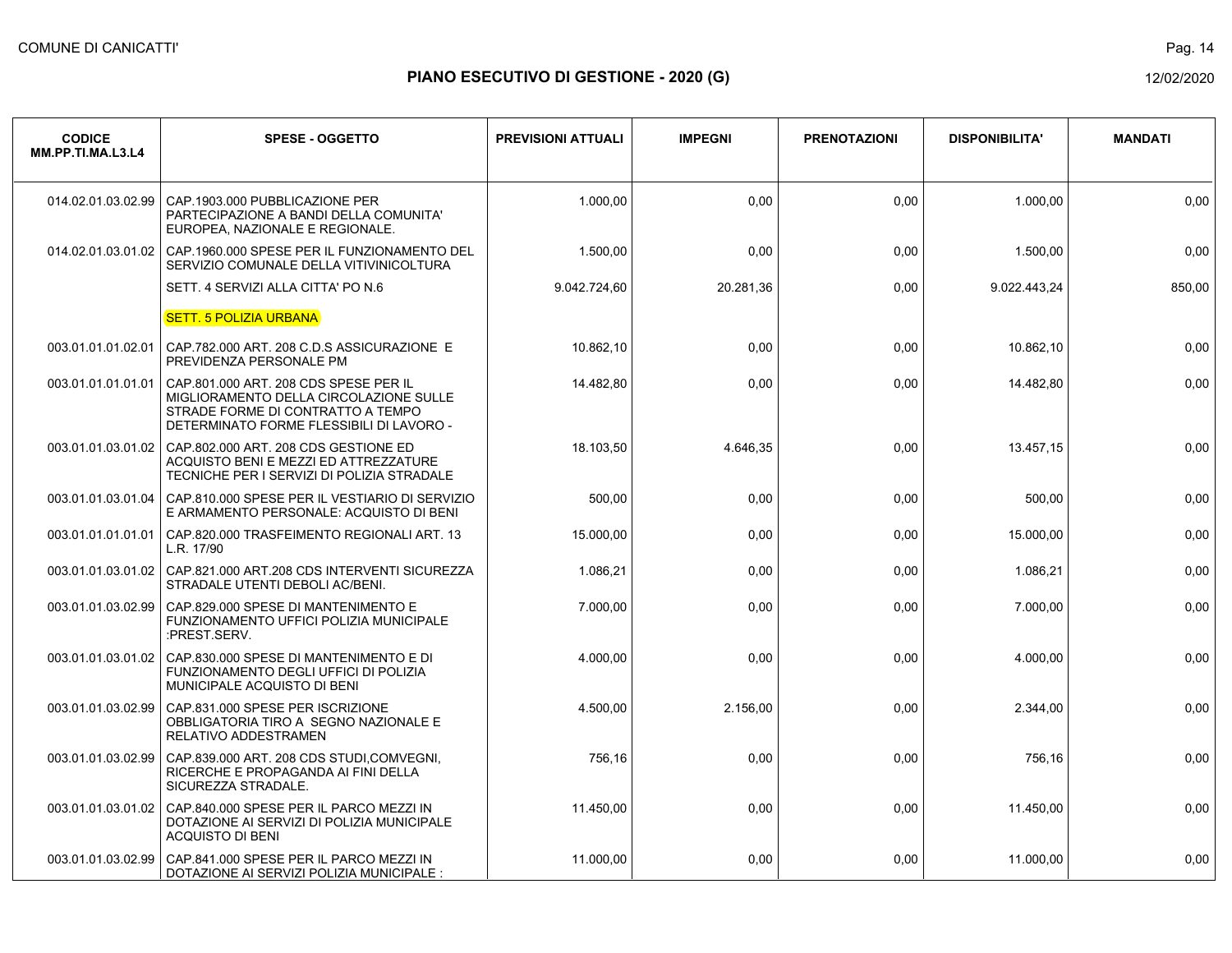COMUNE DI CANICATTI'

# PIANO ESECUTIVO DI GESTIONE - 2020 (G)

12/02/2020

| CODICE MM.PP.TI.MA.L3.L4 | SPESE - OGGETTO | PREVISIONI ATTUALI | IMPEGNI | PRENOTAZIONI | DISPONIBILITA' | MANDATI |
|---|---|---|---|---|---|---|
| 014.02.01.03.02.99 | CAP.1903.000 PUBBLICAZIONE PER PARTECIPAZIONE A BANDI DELLA COMUNITA' EUROPEA, NAZIONALE E REGIONALE. | 1.000,00 | 0,00 | 0,00 | 1.000,00 | 0,00 |
| 014.02.01.03.01.02 | CAP.1960.000 SPESE PER IL FUNZIONAMENTO DEL SERVIZIO COMUNALE DELLA VITIVINICOLTURA | 1.500,00 | 0,00 | 0,00 | 1.500,00 | 0,00 |
| | SETT. 4 SERVIZI ALLA CITTA' PO N.6 | 9.042.724,60 | 20.281,36 | 0,00 | 9.022.443,24 | 850,00 |
| | SETT. 5 POLIZIA URBANA | | | | | |
| 003.01.01.01.02.01 | CAP.782.000 ART. 208 C.D.S ASSICURAZIONE E PREVIDENZA PERSONALE PM | 10.862,10 | 0,00 | 0,00 | 10.862,10 | 0,00 |
| 003.01.01.01.01.01 | CAP.801.000 ART. 208 CDS SPESE PER IL MIGLIORAMENTO DELLA CIRCOLAZIONE SULLE STRADE FORME DI CONTRATTO A TEMPO DETERMINATO FORME FLESSIBILI DI LAVORO - | 14.482,80 | 0,00 | 0,00 | 14.482,80 | 0,00 |
| 003.01.01.03.01.02 | CAP.802.000 ART. 208 CDS GESTIONE ED ACQUISTO BENI E MEZZI ED ATTREZZATURE TECNICHE PER I SERVIZI DI POLIZIA STRADALE | 18.103,50 | 4.646,35 | 0,00 | 13.457,15 | 0,00 |
| 003.01.01.03.01.04 | CAP.810.000 SPESE PER IL VESTIARIO DI SERVIZIO E ARMAMENTO PERSONALE: ACQUISTO DI BENI | 500,00 | 0,00 | 0,00 | 500,00 | 0,00 |
| 003.01.01.01.01.01 | CAP.820.000 TRASFEIMENTO REGIONALI ART. 13 L.R. 17/90 | 15.000,00 | 0,00 | 0,00 | 15.000,00 | 0,00 |
| 003.01.01.03.01.02 | CAP.821.000 ART.208 CDS INTERVENTI SICUREZZA STRADALE UTENTI DEBOLI AC/BENI. | 1.086,21 | 0,00 | 0,00 | 1.086,21 | 0,00 |
| 003.01.01.03.02.99 | CAP.829.000 SPESE DI MANTENIMENTO E FUNZIONAMENTO UFFICI POLIZIA MUNICIPALE :PREST.SERV. | 7.000,00 | 0,00 | 0,00 | 7.000,00 | 0,00 |
| 003.01.01.03.01.02 | CAP.830.000 SPESE DI MANTENIMENTO E DI FUNZIONAMENTO DEGLI UFFICI DI POLIZIA MUNICIPALE ACQUISTO DI BENI | 4.000,00 | 0,00 | 0,00 | 4.000,00 | 0,00 |
| 003.01.01.03.02.99 | CAP.831.000 SPESE PER ISCRIZIONE OBBLIGATORIA TIRO A SEGNO NAZIONALE E RELATIVO ADDESTRAMEN | 4.500,00 | 2.156,00 | 0,00 | 2.344,00 | 0,00 |
| 003.01.01.03.02.99 | CAP.839.000 ART. 208 CDS STUDI,COMVEGNI, RICERCHE E PROPAGANDA AI FINI DELLA SICUREZZA STRADALE. | 756,16 | 0,00 | 0,00 | 756,16 | 0,00 |
| 003.01.01.03.01.02 | CAP.840.000 SPESE PER IL PARCO MEZZI IN DOTAZIONE AI SERVIZI DI POLIZIA MUNICIPALE ACQUISTO DI BENI | 11.450,00 | 0,00 | 0,00 | 11.450,00 | 0,00 |
| 003.01.01.03.02.99 | CAP.841.000 SPESE PER IL PARCO MEZZI IN DOTAZIONE AI SERVIZI POLIZIA MUNICIPALE : | 11.000,00 | 0,00 | 0,00 | 11.000,00 | 0,00 |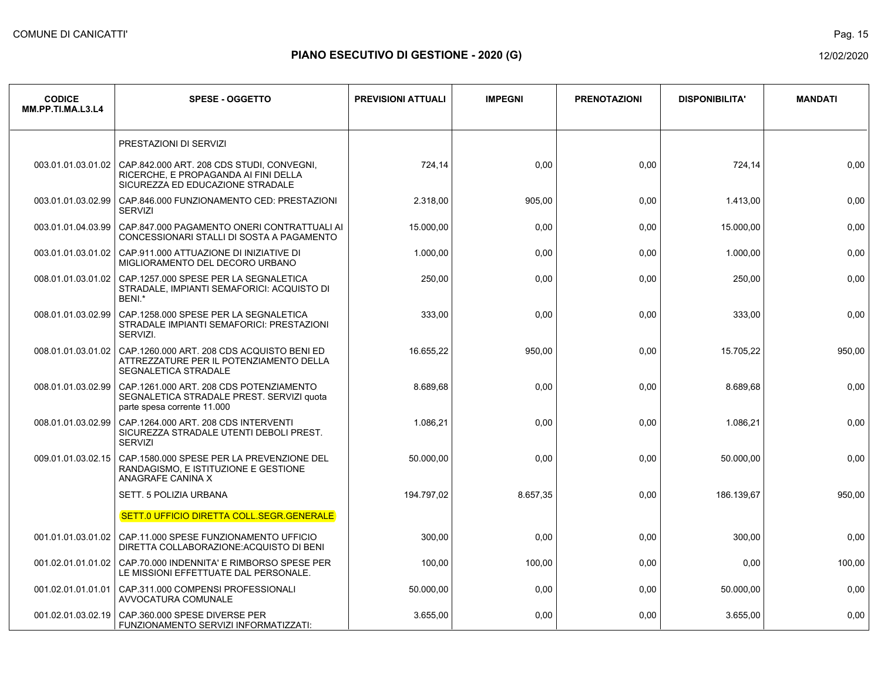# PIANO ESECUTIVO DI GESTIONE - 2020 (G)

COMUNE DI CANICATTI'

12/02/2020

| CODICE MM.PP.TI.MA.L3.L4 | SPESE - OGGETTO | PREVISIONI ATTUALI | IMPEGNI | PRENOTAZIONI | DISPONIBILITA' | MANDATI |
|---|---|---|---|---|---|---|
| | PRESTAZIONI DI SERVIZI | | | | | |
| 003.01.01.03.01.02 | CAP.842.000 ART. 208 CDS STUDI, CONVEGNI, RICERCHE, E PROPAGANDA AI FINI DELLA SICUREZZA ED EDUCAZIONE STRADALE | 724,14 | 0,00 | 0,00 | 724,14 | 0,00 |
| 003.01.01.03.02.99 | CAP.846.000 FUNZIONAMENTO CED: PRESTAZIONI SERVIZI | 2.318,00 | 905,00 | 0,00 | 1.413,00 | 0,00 |
| 003.01.01.04.03.99 | CAP.847.000 PAGAMENTO ONERI CONTRATTUALI AI CONCESSIONARI STALLI DI SOSTA A PAGAMENTO | 15.000,00 | 0,00 | 0,00 | 15.000,00 | 0,00 |
| 003.01.01.03.01.02 | CAP.911.000 ATTUAZIONE DI INIZIATIVE DI MIGLIORAMENTO DEL DECORO URBANO | 1.000,00 | 0,00 | 0,00 | 1.000,00 | 0,00 |
| 008.01.01.03.01.02 | CAP.1257.000 SPESE PER LA SEGNALETICA STRADALE, IMPIANTI SEMAFORICI: ACQUISTO DI BENI.* | 250,00 | 0,00 | 0,00 | 250,00 | 0,00 |
| 008.01.01.03.02.99 | CAP.1258.000 SPESE PER LA SEGNALETICA STRADALE IMPIANTI SEMAFORICI: PRESTAZIONI SERVIZI. | 333,00 | 0,00 | 0,00 | 333,00 | 0,00 |
| 008.01.01.03.01.02 | CAP.1260.000 ART. 208 CDS ACQUISTO BENI ED ATTREZZATURE PER IL POTENZIAMENTO DELLA SEGNALETICA STRADALE | 16.655,22 | 950,00 | 0,00 | 15.705,22 | 950,00 |
| 008.01.01.03.02.99 | CAP.1261.000 ART. 208 CDS POTENZIAMENTO SEGNALETICA STRADALE PREST. SERVIZI quota parte spesa corrente 11.000 | 8.689,68 | 0,00 | 0,00 | 8.689,68 | 0,00 |
| 008.01.01.03.02.99 | CAP.1264.000 ART. 208 CDS INTERVENTI SICUREZZA STRADALE UTENTI DEBOLI PREST. SERVIZI | 1.086,21 | 0,00 | 0,00 | 1.086,21 | 0,00 |
| 009.01.01.03.02.15 | CAP.1580.000 SPESE PER LA PREVENZIONE DEL RANDAGISMO, E ISTITUZIONE E GESTIONE ANAGRAFE CANINA X | 50.000,00 | 0,00 | 0,00 | 50.000,00 | 0,00 |
| | SETT. 5 POLIZIA URBANA | 194.797,02 | 8.657,35 | 0,00 | 186.139,67 | 950,00 |
| | SETT.0 UFFICIO DIRETTA COLL.SEGR.GENERALE | | | | | |
| 001.01.01.03.01.02 | CAP.11.000 SPESE FUNZIONAMENTO UFFICIO DIRETTA COLLABORAZIONE:ACQUISTO DI BENI | 300,00 | 0,00 | 0,00 | 300,00 | 0,00 |
| 001.02.01.01.01.02 | CAP.70.000 INDENNITA' E RIMBORSO SPESE PER LE MISSIONI EFFETTUATE DAL PERSONALE. | 100,00 | 100,00 | 0,00 | 0,00 | 100,00 |
| 001.02.01.01.01.01 | CAP.311.000 COMPENSI PROFESSIONALI AVVOCATURA COMUNALE | 50.000,00 | 0,00 | 0,00 | 50.000,00 | 0,00 |
| 001.02.01.03.02.19 | CAP.360.000 SPESE DIVERSE PER FUNZIONAMENTO SERVIZI INFORMATIZZATI: | 3.655,00 | 0,00 | 0,00 | 3.655,00 | 0,00 |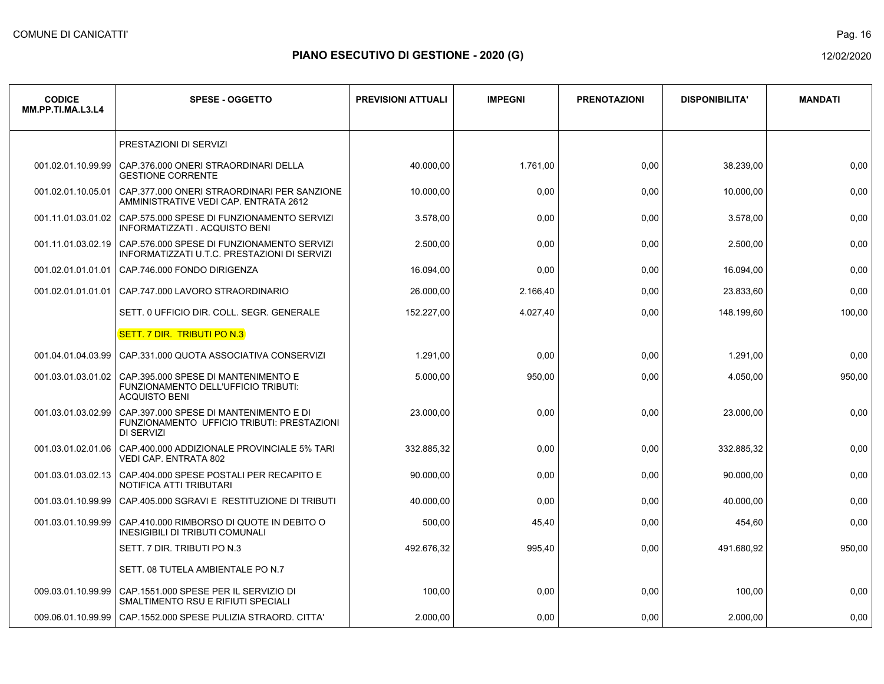## PIANO ESECUTIVO DI GESTIONE - 2020 (G)

| CODICE MM.PP.TI.MA.L3.L4 | SPESE - OGGETTO | PREVISIONI ATTUALI | IMPEGNI | PRENOTAZIONI | DISPONIBILITA' | MANDATI |
|---|---|---|---|---|---|---|
| | PRESTAZIONI DI SERVIZI | | | | | |
| 001.02.01.10.99.99 | CAP.376.000 ONERI STRAORDINARI DELLA GESTIONE CORRENTE | 40.000,00 | 1.761,00 | 0,00 | 38.239,00 | 0,00 |
| 001.02.01.10.05.01 | CAP.377.000 ONERI STRAORDINARI PER SANZIONE AMMINISTRATIVE VEDI CAP. ENTRATA 2612 | 10.000,00 | 0,00 | 0,00 | 10.000,00 | 0,00 |
| 001.11.01.03.01.02 | CAP.575.000 SPESE DI FUNZIONAMENTO SERVIZI INFORMATIZZATI . ACQUISTO BENI | 3.578,00 | 0,00 | 0,00 | 3.578,00 | 0,00 |
| 001.11.01.03.02.19 | CAP.576.000 SPESE DI FUNZIONAMENTO SERVIZI INFORMATIZZATI U.T.C. PRESTAZIONI DI SERVIZI | 2.500,00 | 0,00 | 0,00 | 2.500,00 | 0,00 |
| 001.02.01.01.01.01 | CAP.746.000 FONDO DIRIGENZA | 16.094,00 | 0,00 | 0,00 | 16.094,00 | 0,00 |
| 001.02.01.01.01.01 | CAP.747.000 LAVORO STRAORDINARIO | 26.000,00 | 2.166,40 | 0,00 | 23.833,60 | 0,00 |
| | SETT. 0 UFFICIO DIR. COLL. SEGR. GENERALE | 152.227,00 | 4.027,40 | 0,00 | 148.199,60 | 100,00 |
| | SETT. 7 DIR. TRIBUTI PO N.3 | | | | | |
| 001.04.01.04.03.99 | CAP.331.000 QUOTA ASSOCIATIVA CONSERVIZI | 1.291,00 | 0,00 | 0,00 | 1.291,00 | 0,00 |
| 001.03.01.03.01.02 | CAP.395.000 SPESE DI MANTENIMENTO E FUNZIONAMENTO DELL'UFFICIO TRIBUTI: ACQUISTO BENI | 5.000,00 | 950,00 | 0,00 | 4.050,00 | 950,00 |
| 001.03.01.03.02.99 | CAP.397.000 SPESE DI MANTENIMENTO E DI FUNZIONAMENTO UFFICIO TRIBUTI: PRESTAZIONI DI SERVIZI | 23.000,00 | 0,00 | 0,00 | 23.000,00 | 0,00 |
| 001.03.01.02.01.06 | CAP.400.000 ADDIZIONALE PROVINCIALE 5% TARI VEDI CAP. ENTRATA 802 | 332.885,32 | 0,00 | 0,00 | 332.885,32 | 0,00 |
| 001.03.01.03.02.13 | CAP.404.000 SPESE POSTALI PER RECAPITO E NOTIFICA ATTI TRIBUTARI | 90.000,00 | 0,00 | 0,00 | 90.000,00 | 0,00 |
| 001.03.01.10.99.99 | CAP.405.000 SGRAVI E RESTITUZIONE DI TRIBUTI | 40.000,00 | 0,00 | 0,00 | 40.000,00 | 0,00 |
| 001.03.01.10.99.99 | CAP.410.000 RIMBORSO DI QUOTE IN DEBITO O INESIGIBILI DI TRIBUTI COMUNALI | 500,00 | 45,40 | 0,00 | 454,60 | 0,00 |
| | SETT. 7 DIR. TRIBUTI PO N.3 | 492.676,32 | 995,40 | 0,00 | 491.680,92 | 950,00 |
| | SETT. 08 TUTELA AMBIENTALE PO N.7 | | | | | |
| 009.03.01.10.99.99 | CAP.1551.000 SPESE PER IL SERVIZIO DI SMALTIMENTO RSU E RIFIUTI SPECIALI | 100,00 | 0,00 | 0,00 | 100,00 | 0,00 |
| 009.06.01.10.99.99 | CAP.1552.000 SPESE PULIZIA STRAORD. CITTA' | 2.000,00 | 0,00 | 0,00 | 2.000,00 | 0,00 |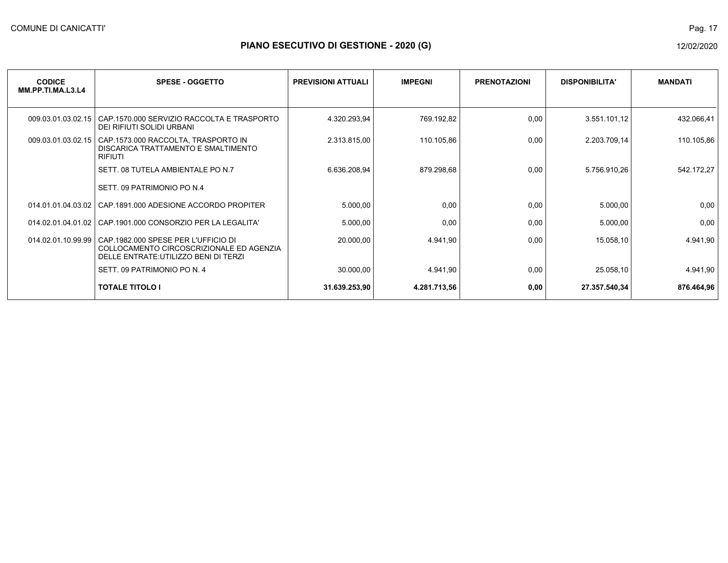## PIANO ESECUTIVO DI GESTIONE - 2020 (G)

| CODICE MM.PP.TI.MA.L3.L4 | SPESE - OGGETTO | PREVISIONI ATTUALI | IMPEGNI | PRENOTAZIONI | DISPONIBILITA' | MANDATI |
|---|---|---|---|---|---|---|
| 009.03.01.03.02.15 | CAP.1570.000 SERVIZIO RACCOLTA E TRASPORTO DEI RIFIUTI SOLIDI URBANI | 4.320.293,94 | 769.192,82 | 0,00 | 3.551.101,12 | 432.066,41 |
| 009.03.01.03.02.15 | CAP.1573.000 RACCOLTA, TRASPORTO IN DISCARICA TRATTAMENTO E SMALTIMENTO RIFIUTI | 2.313.815,00 | 110.105,86 | 0,00 | 2.203.709,14 | 110.105,86 |
| | SETT. 08 TUTELA AMBIENTALE PO N.7 | 6.636.208,94 | 879.298,68 | 0,00 | 5.756.910,26 | 542.172,27 |
| | SETT. 09 PATRIMONIO PO N.4 | | | | | |
| 014.01.01.04.03.02 | CAP.1891.000 ADESIONE ACCORDO PROPITER | 5.000,00 | 0,00 | 0,00 | 5.000,00 | 0,00 |
| 014.02.01.04.01.02 | CAP.1901.000 CONSORZIO PER LA LEGALITA' | 5.000,00 | 0,00 | 0,00 | 5.000,00 | 0,00 |
| 014.02.01.10.99.99 | CAP.1982.000 SPESE PER L'UFFICIO DI COLLOCAMENTO CIRCOSCRIZIONALE ED AGENZIA DELLE ENTRATE:UTILIZZO BENI DI TERZI | 20.000,00 | 4.941,90 | 0,00 | 15.058,10 | 4.941,90 |
| | SETT. 09 PATRIMONIO PO N. 4 | 30.000,00 | 4.941,90 | 0,00 | 25.058,10 | 4.941,90 |
| | **TOTALE TITOLO I** | **31.639.253,90** | **4.281.713,56** | **0,00** | **27.357.540,34** | **876.464,96** |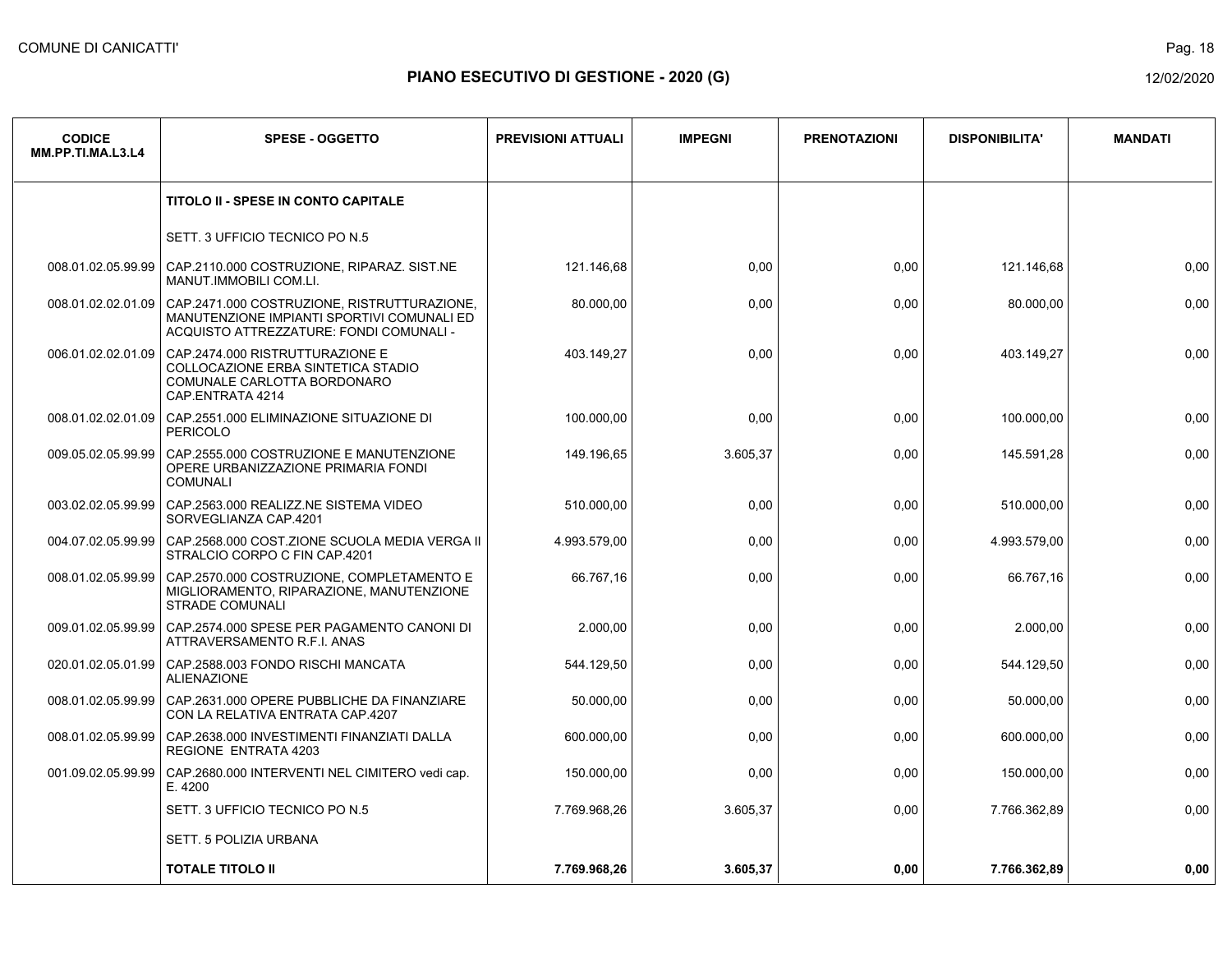COMUNE DI CANICATTI'

# PIANO ESECUTIVO DI GESTIONE - 2020 (G)

12/02/2020

| CODICE MM.PP.TI.MA.L3.L4 | SPESE - OGGETTO | PREVISIONI ATTUALI | IMPEGNI | PRENOTAZIONI | DISPONIBILITA' | MANDATI |
|---|---|---|---|---|---|---|
| | **TITOLO II - SPESE IN CONTO CAPITALE** | | | | | |
| | SETT. 3 UFFICIO TECNICO PO N.5 | | | | | |
| 008.01.02.05.99.99 | CAP.2110.000 COSTRUZIONE, RIPARAZ. SIST.NE MANUT.IMMOBILI COM.LI. | 121.146,68 | 0,00 | 0,00 | 121.146,68 | 0,00 |
| 008.01.02.02.01.09 | CAP.2471.000 COSTRUZIONE, RISTRUTTURAZIONE, MANUTENZIONE IMPIANTI SPORTIVI COMUNALI ED ACQUISTO ATTREZZATURE: FONDI COMUNALI - | 80.000,00 | 0,00 | 0,00 | 80.000,00 | 0,00 |
| 006.01.02.02.01.09 | CAP.2474.000 RISTRUTTURAZIONE E COLLOCAZIONE ERBA SINTETICA STADIO COMUNALE CARLOTTA BORDONARO CAP.ENTRATA 4214 | 403.149,27 | 0,00 | 0,00 | 403.149,27 | 0,00 |
| 008.01.02.02.01.09 | CAP.2551.000 ELIMINAZIONE SITUAZIONE DI PERICOLO | 100.000,00 | 0,00 | 0,00 | 100.000,00 | 0,00 |
| 009.05.02.05.99.99 | CAP.2555.000 COSTRUZIONE E MANUTENZIONE OPERE URBANIZZAZIONE PRIMARIA FONDI COMUNALI | 149.196,65 | 3.605,37 | 0,00 | 145.591,28 | 0,00 |
| 003.02.02.05.99.99 | CAP.2563.000 REALIZZ.NE SISTEMA VIDEO SORVEGLIANZA CAP.4201 | 510.000,00 | 0,00 | 0,00 | 510.000,00 | 0,00 |
| 004.07.02.05.99.99 | CAP.2568.000 COST.ZIONE SCUOLA MEDIA VERGA II STRALCIO CORPO C FIN CAP.4201 | 4.993.579,00 | 0,00 | 0,00 | 4.993.579,00 | 0,00 |
| 008.01.02.05.99.99 | CAP.2570.000 COSTRUZIONE, COMPLETAMENTO E MIGLIORAMENTO, RIPARAZIONE, MANUTENZIONE STRADE COMUNALI | 66.767,16 | 0,00 | 0,00 | 66.767,16 | 0,00 |
| 009.01.02.05.99.99 | CAP.2574.000 SPESE PER PAGAMENTO CANONI DI ATTRAVERSAMENTO R.F.I. ANAS | 2.000,00 | 0,00 | 0,00 | 2.000,00 | 0,00 |
| 020.01.02.05.01.99 | CAP.2588.003 FONDO RISCHI MANCATA ALIENAZIONE | 544.129,50 | 0,00 | 0,00 | 544.129,50 | 0,00 |
| 008.01.02.05.99.99 | CAP.2631.000 OPERE PUBBLICHE DA FINANZIARE CON LA RELATIVA ENTRATA CAP.4207 | 50.000,00 | 0,00 | 0,00 | 50.000,00 | 0,00 |
| 008.01.02.05.99.99 | CAP.2638.000 INVESTIMENTI FINANZIATI DALLA REGIONE ENTRATA 4203 | 600.000,00 | 0,00 | 0,00 | 600.000,00 | 0,00 |
| 001.09.02.05.99.99 | CAP.2680.000 INTERVENTI NEL CIMITERO vedi cap. E. 4200 | 150.000,00 | 0,00 | 0,00 | 150.000,00 | 0,00 |
| | SETT. 3 UFFICIO TECNICO PO N.5 | 7.769.968,26 | 3.605,37 | 0,00 | 7.766.362,89 | 0,00 |
| | SETT. 5 POLIZIA URBANA | | | | | |
| | **TOTALE TITOLO II** | **7.769.968,26** | **3.605,37** | **0,00** | **7.766.362,89** | **0,00** |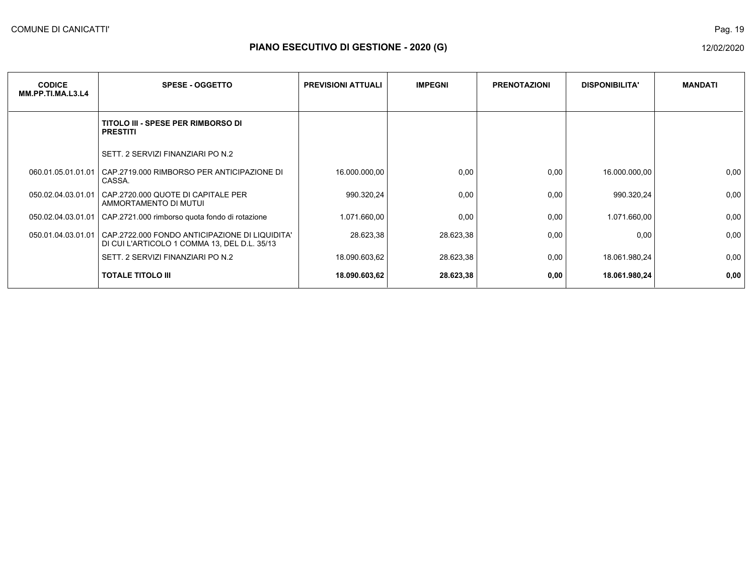# PIANO ESECUTIVO DI GESTIONE - 2020 (G)

| CODICE MM.PP.TI.MA.L3.L4 | SPESE - OGGETTO | PREVISIONI ATTUALI | IMPEGNI | PRENOTAZIONI | DISPONIBILITA' | MANDATI |
|---|---|---|---|---|---|---|
| | **TITOLO III - SPESE PER RIMBORSO DI PRESTITI** | | | | | |
| | SETT. 2 SERVIZI FINANZIARI PO N.2 | | | | | |
| 060.01.05.01.01.01 | CAP.2719.000 RIMBORSO PER ANTICIPAZIONE DI CASSA. | 16.000.000,00 | 0,00 | 0,00 | 16.000.000,00 | 0,00 |
| 050.02.04.03.01.01 | CAP.2720.000 QUOTE DI CAPITALE PER AMMORTAMENTO DI MUTUI | 990.320,24 | 0,00 | 0,00 | 990.320,24 | 0,00 |
| 050.02.04.03.01.01 | CAP.2721.000 rimborso quota fondo di rotazione | 1.071.660,00 | 0,00 | 0,00 | 1.071.660,00 | 0,00 |
| 050.01.04.03.01.01 | CAP.2722.000 FONDO ANTICIPAZIONE DI LIQUIDITA' DI CUI L'ARTICOLO 1 COMMA 13, DEL D.L. 35/13 | 28.623,38 | 28.623,38 | 0,00 | 0,00 | 0,00 |
| | SETT. 2 SERVIZI FINANZIARI PO N.2 | 18.090.603,62 | 28.623,38 | 0,00 | 18.061.980,24 | 0,00 |
| | **TOTALE TITOLO III** | **18.090.603,62** | **28.623,38** | **0,00** | **18.061.980,24** | **0,00** |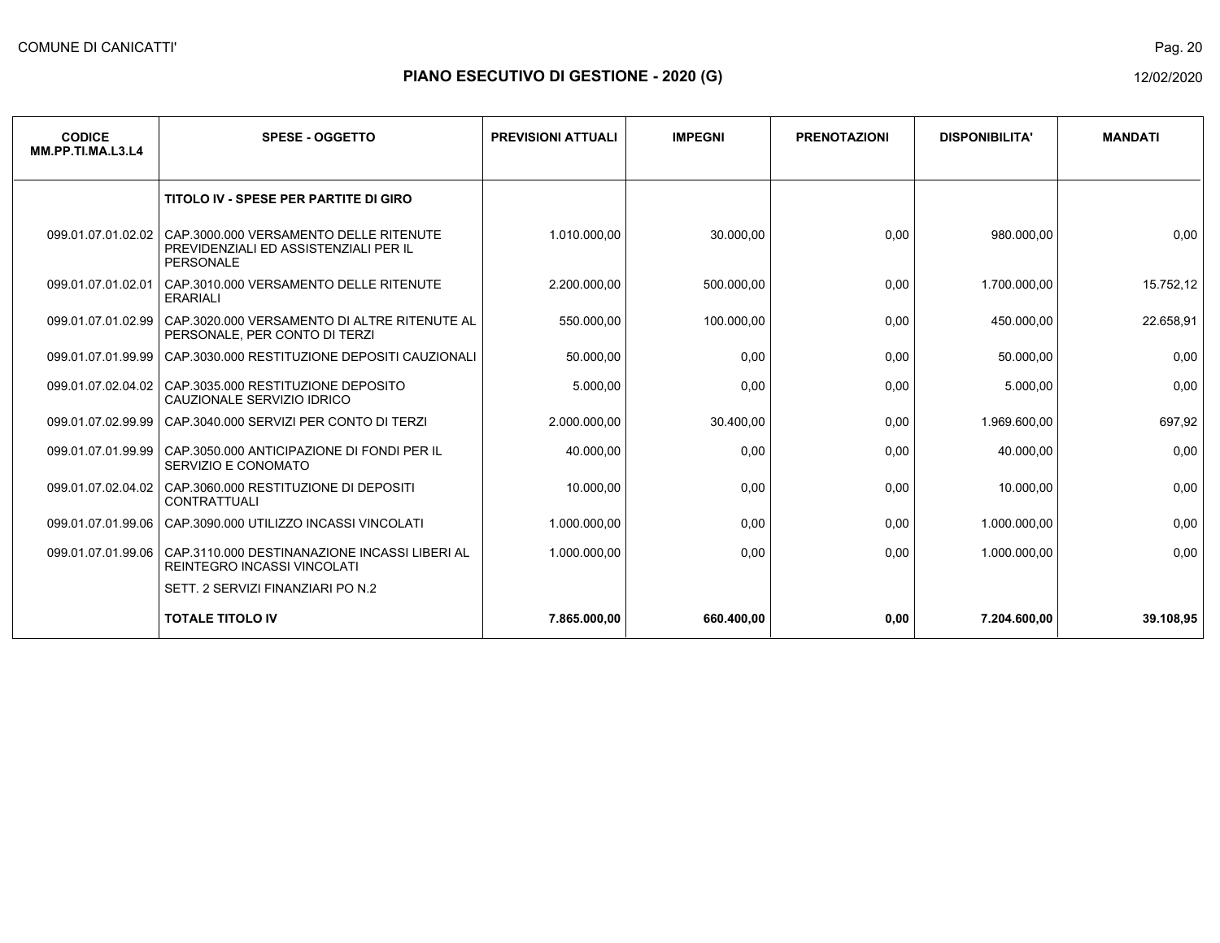COMUNE DI CANICATTI'

## PIANO ESECUTIVO DI GESTIONE - 2020 (G)

12/02/2020

| CODICE MM.PP.TI.MA.L3.L4 | SPESE - OGGETTO | PREVISIONI ATTUALI | IMPEGNI | PRENOTAZIONI | DISPONIBILITA' | MANDATI |
|---|---|---|---|---|---|---|
| | **TITOLO IV - SPESE PER PARTITE DI GIRO** | | | | | |
| 099.01.07.01.02.02 | CAP.3000.000 VERSAMENTO DELLE RITENUTE PREVIDENZIALI ED ASSISTENZIALI PER IL PERSONALE | 1.010.000,00 | 30.000,00 | 0,00 | 980.000,00 | 0,00 |
| 099.01.07.01.02.01 | CAP.3010.000 VERSAMENTO DELLE RITENUTE ERARIALI | 2.200.000,00 | 500.000,00 | 0,00 | 1.700.000,00 | 15.752,12 |
| 099.01.07.01.02.99 | CAP.3020.000 VERSAMENTO DI ALTRE RITENUTE AL PERSONALE, PER CONTO DI TERZI | 550.000,00 | 100.000,00 | 0,00 | 450.000,00 | 22.658,91 |
| 099.01.07.01.99.99 | CAP.3030.000 RESTITUZIONE DEPOSITI CAUZIONALI | 50.000,00 | 0,00 | 0,00 | 50.000,00 | 0,00 |
| 099.01.07.02.04.02 | CAP.3035.000 RESTITUZIONE DEPOSITO CAUZIONALE SERVIZIO IDRICO | 5.000,00 | 0,00 | 0,00 | 5.000,00 | 0,00 |
| 099.01.07.02.99.99 | CAP.3040.000 SERVIZI PER CONTO DI TERZI | 2.000.000,00 | 30.400,00 | 0,00 | 1.969.600,00 | 697,92 |
| 099.01.07.01.99.99 | CAP.3050.000 ANTICIPAZIONE DI FONDI PER IL SERVIZIO E CONOMATO | 40.000,00 | 0,00 | 0,00 | 40.000,00 | 0,00 |
| 099.01.07.02.04.02 | CAP.3060.000 RESTITUZIONE DI DEPOSITI CONTRATTUALI | 10.000,00 | 0,00 | 0,00 | 10.000,00 | 0,00 |
| 099.01.07.01.99.06 | CAP.3090.000 UTILIZZO INCASSI VINCOLATI | 1.000.000,00 | 0,00 | 0,00 | 1.000.000,00 | 0,00 |
| 099.01.07.01.99.06 | CAP.3110.000 DESTINANAZIONE INCASSI LIBERI AL REINTEGRO INCASSI VINCOLATI | 1.000.000,00 | 0,00 | 0,00 | 1.000.000,00 | 0,00 |
| | SETT. 2 SERVIZI FINANZIARI PO N.2 | | | | | |
| | **TOTALE TITOLO IV** | **7.865.000,00** | **660.400,00** | **0,00** | **7.204.600,00** | **39.108,95** |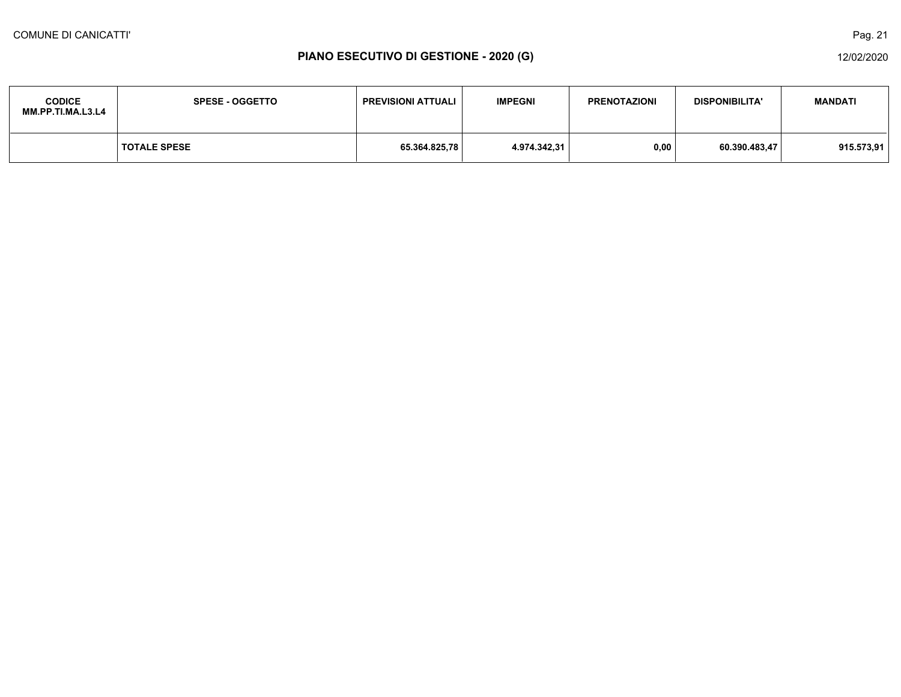| CODICE MM.PP.TI.MA.L3.L4 | SPESE - OGGETTO | PREVISIONI ATTUALI | IMPEGNI | PRENOTAZIONI | DISPONIBILITA' | MANDATI |
|---|---|---|---|---|---|---|
| | **TOTALE SPESE** | **65.364.825,78** | **4.974.342,31** | **0,00** | **60.390.483,47** | **915.573,91** |